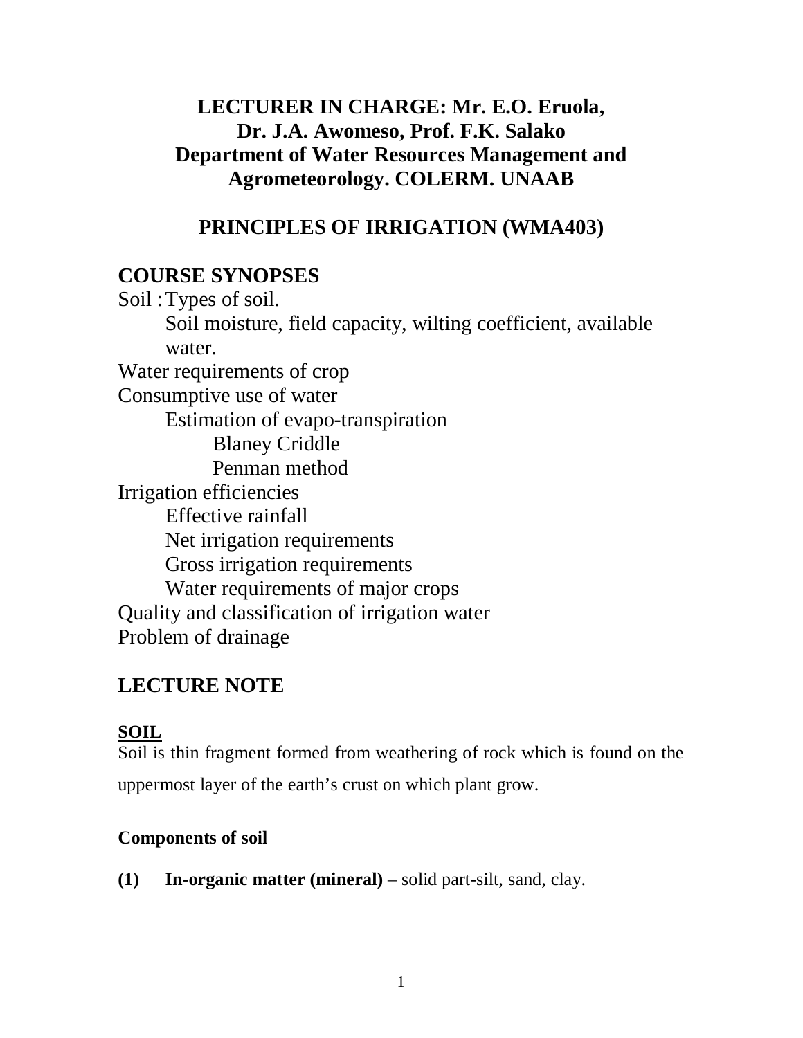**LECTURER IN CHARGE: Mr. E.O. Eruola,**
**Dr. J.A. Awomeso, Prof. F.K. Salako**
**Department of Water Resources Management and Agrometeorology. COLERM. UNAAB**

# PRINCIPLES OF IRRIGATION (WMA403)

## COURSE SYNOPSES

Soil : Types of soil.
- Soil moisture, field capacity, wilting coefficient, available water.

Water requirements of crop

Consumptive use of water
- Estimation of evapo-transpiration
  - Blaney Criddle
  - Penman method

Irrigation efficiencies
- Effective rainfall
- Net irrigation requirements
- Gross irrigation requirements
- Water requirements of major crops

Quality and classification of irrigation water

Problem of drainage

## LECTURE NOTE

### SOIL

Soil is thin fragment formed from weathering of rock which is found on the uppermost layer of the earth's crust on which plant grow.

#### Components of soil

**(1) In-organic matter (mineral)** – solid part-silt, sand, clay.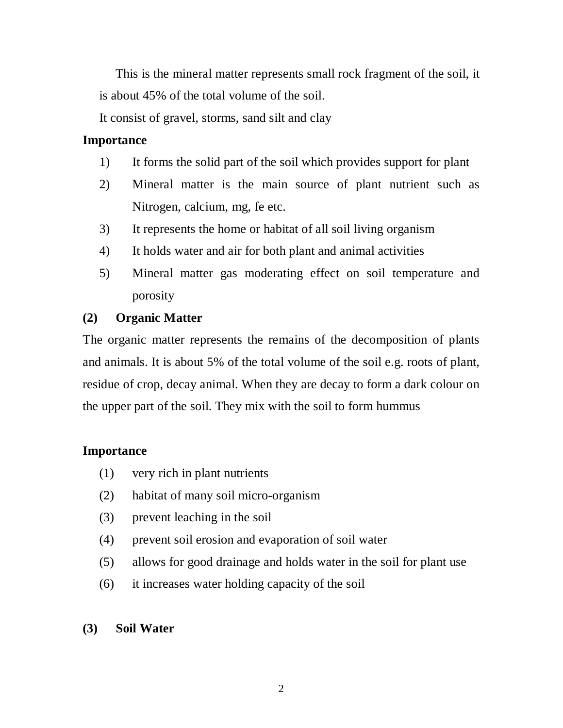This is the mineral matter represents small rock fragment of the soil, it is about 45% of the total volume of the soil.

It consist of gravel, storms, sand silt and clay

**Importance**

1) It forms the solid part of the soil which provides support for plant
2) Mineral matter is the main source of plant nutrient such as Nitrogen, calcium, mg, fe etc.
3) It represents the home or habitat of all soil living organism
4) It holds water and air for both plant and animal activities
5) Mineral matter gas moderating effect on soil temperature and porosity

**(2) Organic Matter**

The organic matter represents the remains of the decomposition of plants and animals. It is about 5% of the total volume of the soil e.g. roots of plant, residue of crop, decay animal. When they are decay to form a dark colour on the upper part of the soil. They mix with the soil to form hummus

**Importance**

(1) very rich in plant nutrients
(2) habitat of many soil micro-organism
(3) prevent leaching in the soil
(4) prevent soil erosion and evaporation of soil water
(5) allows for good drainage and holds water in the soil for plant use
(6) it increases water holding capacity of the soil

**(3) Soil Water**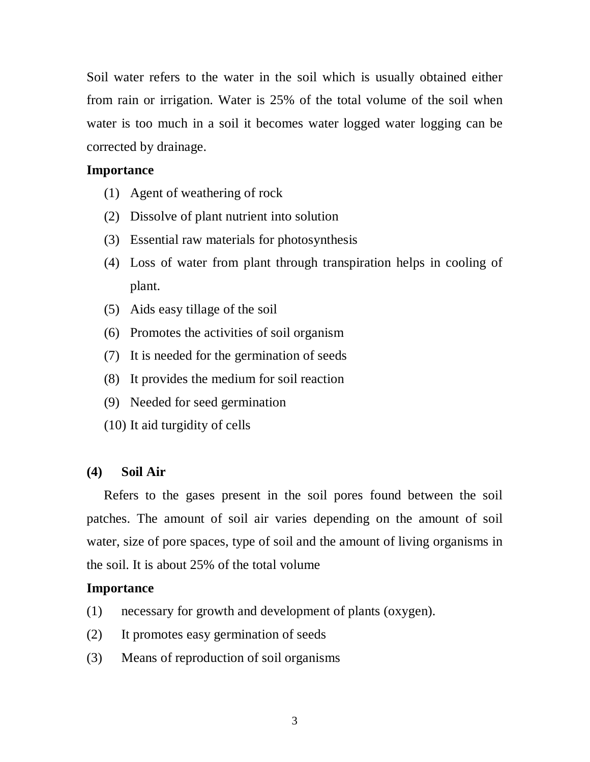Soil water refers to the water in the soil which is usually obtained either from rain or irrigation. Water is 25% of the total volume of the soil when water is too much in a soil it becomes water logged water logging can be corrected by drainage.

**Importance**

(1) Agent of weathering of rock

(2) Dissolve of plant nutrient into solution

(3) Essential raw materials for photosynthesis

(4) Loss of water from plant through transpiration helps in cooling of plant.

(5) Aids easy tillage of the soil

(6) Promotes the activities of soil organism

(7) It is needed for the germination of seeds

(8) It provides the medium for soil reaction

(9) Needed for seed germination

(10) It aid turgidity of cells

### (4) Soil Air

Refers to the gases present in the soil pores found between the soil patches. The amount of soil air varies depending on the amount of soil water, size of pore spaces, type of soil and the amount of living organisms in the soil. It is about 25% of the total volume

**Importance**

(1) necessary for growth and development of plants (oxygen).

(2) It promotes easy germination of seeds

(3) Means of reproduction of soil organisms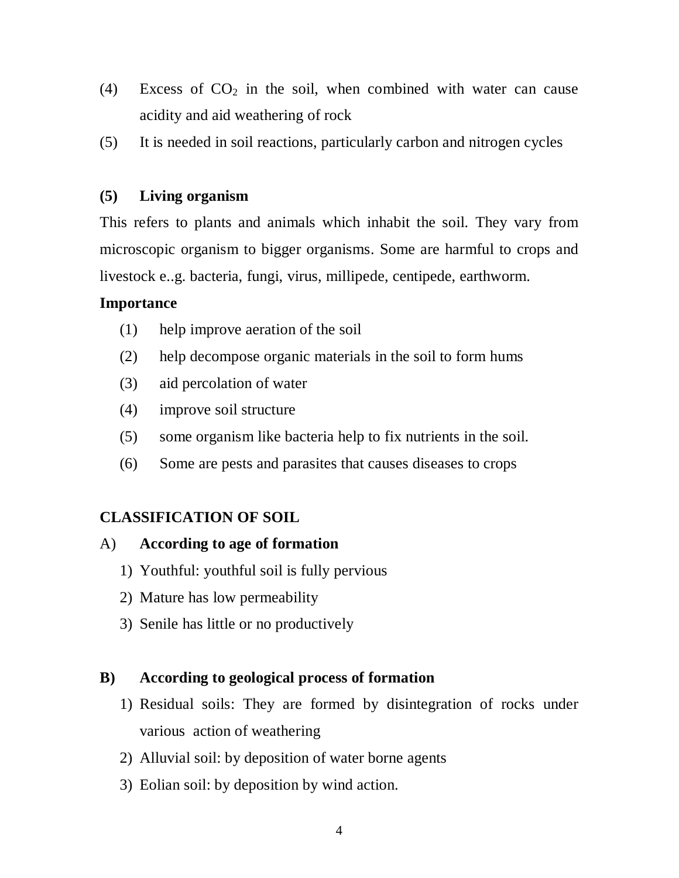(4) Excess of $CO_2$ in the soil, when combined with water can cause acidity and aid weathering of rock

(5) It is needed in soil reactions, particularly carbon and nitrogen cycles

**(5) Living organism**

This refers to plants and animals which inhabit the soil. They vary from microscopic organism to bigger organisms. Some are harmful to crops and livestock e..g. bacteria, fungi, virus, millipede, centipede, earthworm.

**Importance**

(1) help improve aeration of the soil

(2) help decompose organic materials in the soil to form hums

(3) aid percolation of water

(4) improve soil structure

(5) some organism like bacteria help to fix nutrients in the soil.

(6) Some are pests and parasites that causes diseases to crops

**CLASSIFICATION OF SOIL**

A) **According to age of formation**

1) Youthful: youthful soil is fully pervious
2) Mature has low permeability
3) Senile has little or no productively

**B) According to geological process of formation**

1) Residual soils: They are formed by disintegration of rocks under various action of weathering
2) Alluvial soil: by deposition of water borne agents
3) Eolian soil: by deposition by wind action.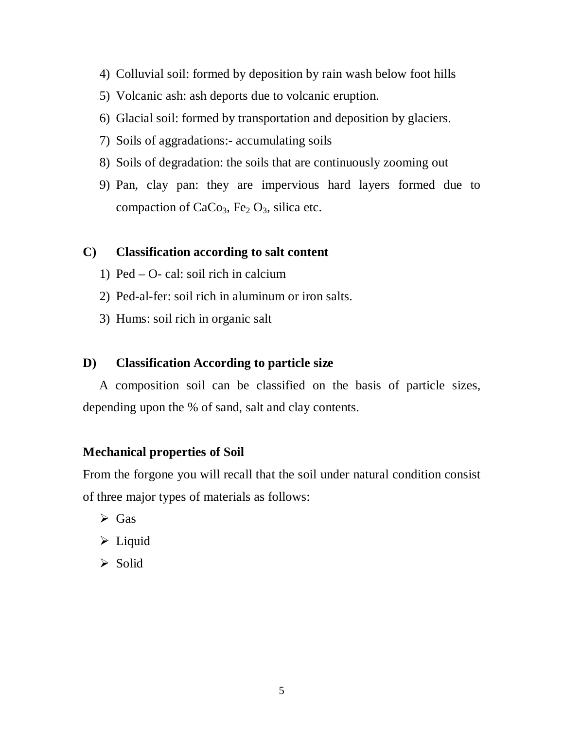4) Colluvial soil: formed by deposition by rain wash below foot hills
5) Volcanic ash: ash deports due to volcanic eruption.
6) Glacial soil: formed by transportation and deposition by glaciers.
7) Soils of aggradations:- accumulating soils
8) Soils of degradation: the soils that are continuously zooming out
9) Pan, clay pan: they are impervious hard layers formed due to compaction of $CaCo_3$, $Fe_2 O_3$, silica etc.

**C) Classification according to salt content**

1) Ped – O- cal: soil rich in calcium
2) Ped-al-fer: soil rich in aluminum or iron salts.
3) Hums: soil rich in organic salt

**D) Classification According to particle size**

A composition soil can be classified on the basis of particle sizes, depending upon the % of sand, salt and clay contents.

**Mechanical properties of Soil**

From the forgone you will recall that the soil under natural condition consist of three major types of materials as follows:

- Gas
- Liquid
- Solid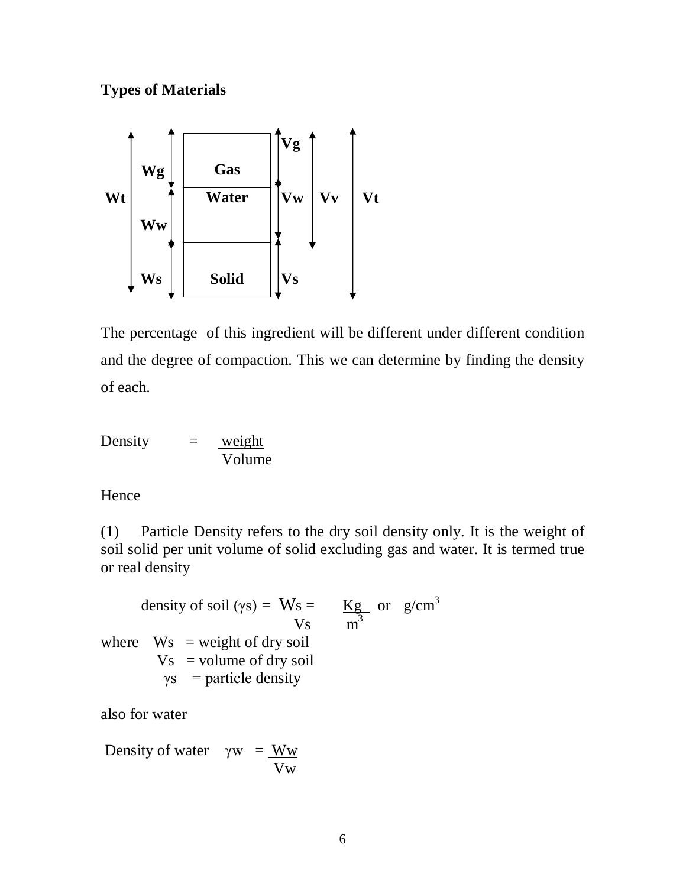**Types of Materials**

| | | | | | |
|---|---|---|---|---|---|
| Wt | Wg | Gas | Vg | Vv | Vt |
| | | Water | Vw | | |
| | Ww | | | | |
| | Ws | Solid | Vs | | |

The percentage of this ingredient will be different under different condition and the degree of compaction. This we can determine by finding the density of each.

$$\text{Density} = \frac{\text{weight}}{\text{Volume}}$$

Hence

(1) Particle Density refers to the dry soil density only. It is the weight of soil solid per unit volume of solid excluding gas and water. It is termed true or real density

$$\text{density of soil } (\gamma s) = \frac{Ws}{Vs} = \frac{Kg}{m^3} \text{ or } g/cm^3$$

where Ws = weight of dry soil
Vs = volume of dry soil
$\gamma s$ = particle density

also for water

$$\text{Density of water} \quad \gamma w = \frac{Ww}{Vw}$$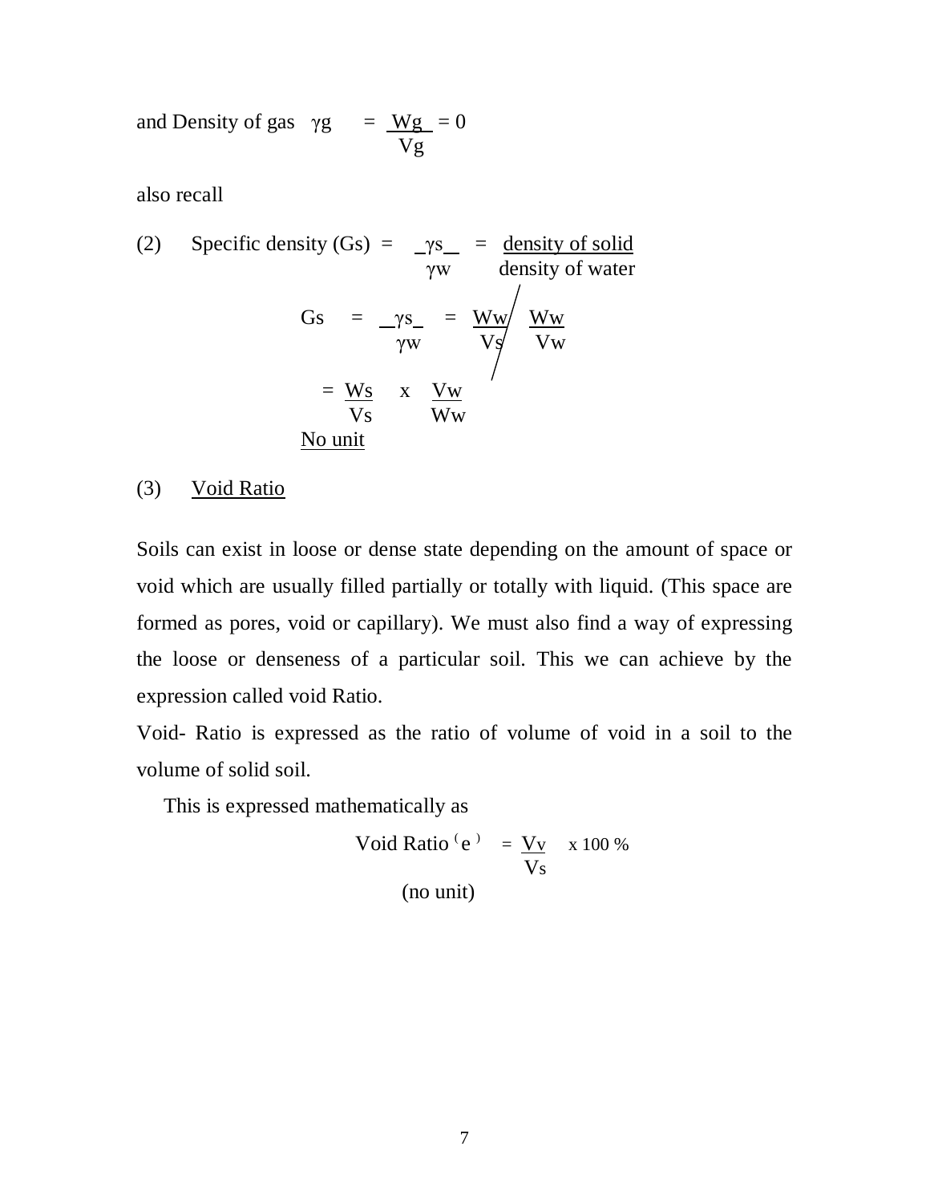and Density of gas $\gamma g = \frac{Wg}{Vg} = 0$

also recall

(2) Specific density (Gs) = $\frac{\gamma s}{\gamma w}$ = $\frac{\text{density of solid}}{\text{density of water}}$

$$Gs = \frac{\gamma s}{\gamma w} = \frac{Ww}{Vs} \bigg/ \frac{Ww}{Vw}$$

$$= \frac{Ws}{Vs} \times \frac{Vw}{Ww}$$

No unit

(3) Void Ratio

Soils can exist in loose or dense state depending on the amount of space or void which are usually filled partially or totally with liquid. (This space are formed as pores, void or capillary). We must also find a way of expressing the loose or denseness of a particular soil. This we can achieve by the expression called void Ratio.

Void- Ratio is expressed as the ratio of volume of void in a soil to the volume of solid soil.

This is expressed mathematically as

$$\text{Void Ratio } (e) = \frac{Vv}{Vs} \times 100\ \%$$

(no unit)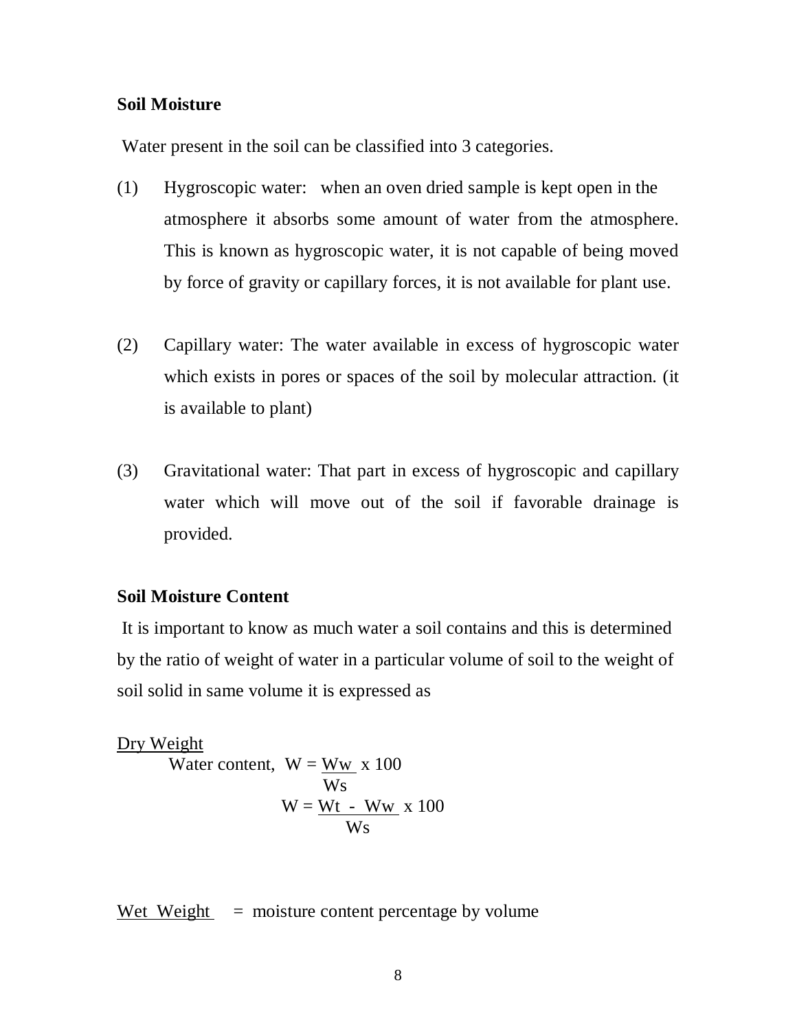## Soil Moisture

Water present in the soil can be classified into 3 categories.

(1) Hygroscopic water: when an oven dried sample is kept open in the atmosphere it absorbs some amount of water from the atmosphere. This is known as hygroscopic water, it is not capable of being moved by force of gravity or capillary forces, it is not available for plant use.

(2) Capillary water: The water available in excess of hygroscopic water which exists in pores or spaces of the soil by molecular attraction. (it is available to plant)

(3) Gravitational water: That part in excess of hygroscopic and capillary water which will move out of the soil if favorable drainage is provided.

## Soil Moisture Content

It is important to know as much water a soil contains and this is determined by the ratio of weight of water in a particular volume of soil to the weight of soil solid in same volume it is expressed as

Dry Weight

$$\text{Water content, } W = \frac{W_w}{W_s} \times 100$$

$$W = \frac{W_t - W_w}{W_s} \times 100$$

Wet Weight = moisture content percentage by volume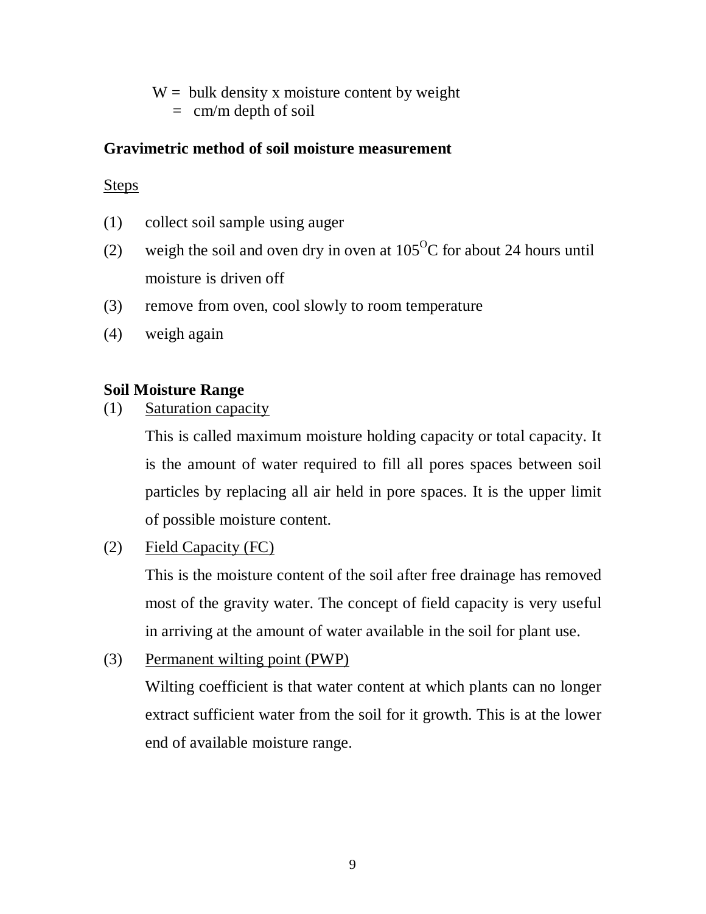W = bulk density x moisture content by weight
  = cm/m depth of soil

**Gravimetric method of soil moisture measurement**

Steps

(1) collect soil sample using auger

(2) weigh the soil and oven dry in oven at $105^{O}C$ for about 24 hours until moisture is driven off

(3) remove from oven, cool slowly to room temperature

(4) weigh again

**Soil Moisture Range**

(1) Saturation capacity

This is called maximum moisture holding capacity or total capacity. It is the amount of water required to fill all pores spaces between soil particles by replacing all air held in pore spaces. It is the upper limit of possible moisture content.

(2) Field Capacity (FC)

This is the moisture content of the soil after free drainage has removed most of the gravity water. The concept of field capacity is very useful in arriving at the amount of water available in the soil for plant use.

(3) Permanent wilting point (PWP)

Wilting coefficient is that water content at which plants can no longer extract sufficient water from the soil for it growth. This is at the lower end of available moisture range.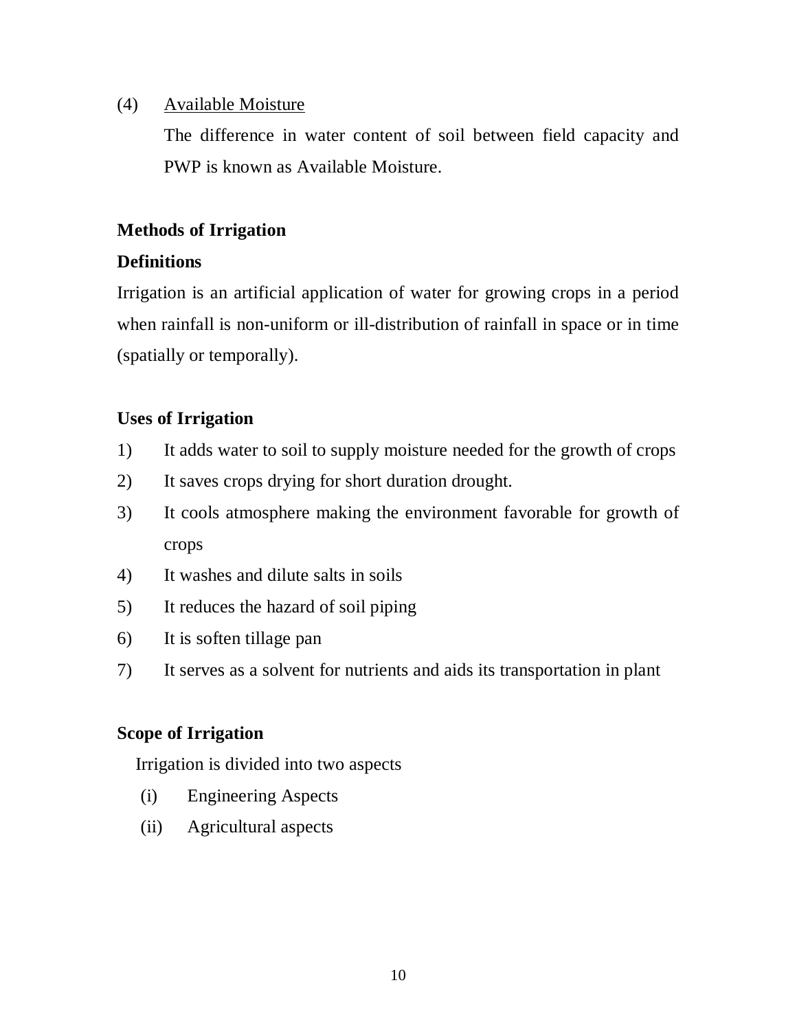(4) Available Moisture

The difference in water content of soil between field capacity and PWP is known as Available Moisture.

**Methods of Irrigation**

**Definitions**

Irrigation is an artificial application of water for growing crops in a period when rainfall is non-uniform or ill-distribution of rainfall in space or in time (spatially or temporally).

**Uses of Irrigation**

1) It adds water to soil to supply moisture needed for the growth of crops
2) It saves crops drying for short duration drought.
3) It cools atmosphere making the environment favorable for growth of crops
4) It washes and dilute salts in soils
5) It reduces the hazard of soil piping
6) It is soften tillage pan
7) It serves as a solvent for nutrients and aids its transportation in plant

**Scope of Irrigation**

Irrigation is divided into two aspects

(i) Engineering Aspects
(ii) Agricultural aspects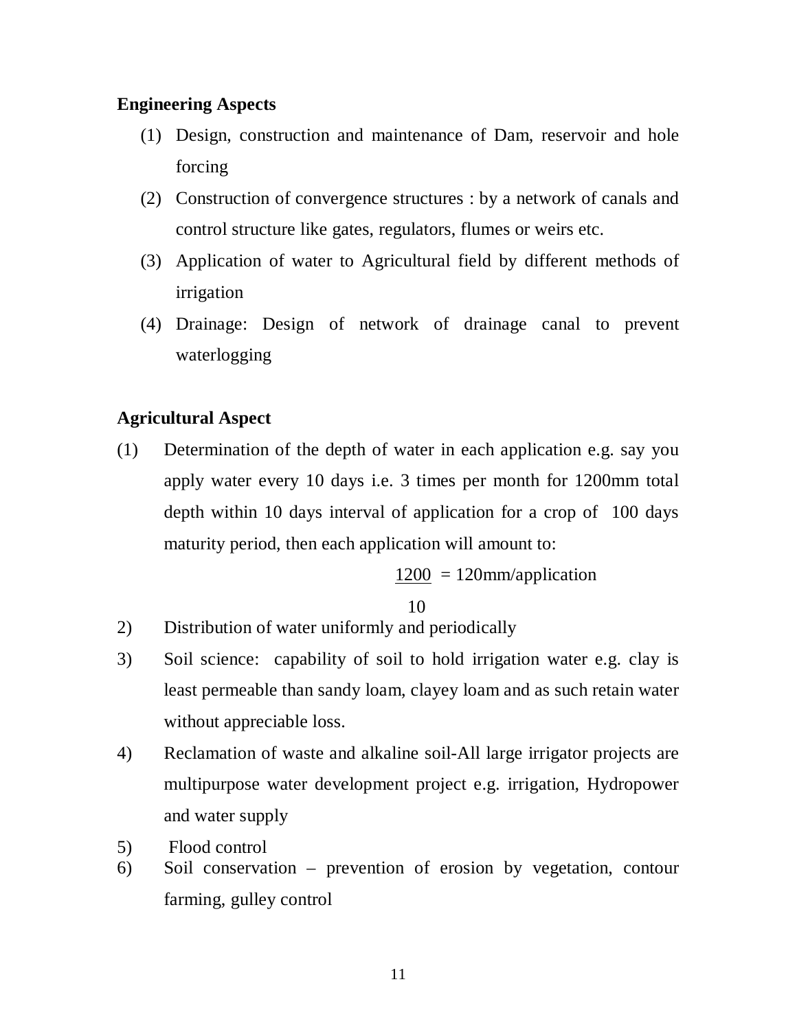**Engineering Aspects**

(1) Design, construction and maintenance of Dam, reservoir and hole forcing

(2) Construction of convergence structures : by a network of canals and control structure like gates, regulators, flumes or weirs etc.

(3) Application of water to Agricultural field by different methods of irrigation

(4) Drainage: Design of network of drainage canal to prevent waterlogging

**Agricultural Aspect**

(1) Determination of the depth of water in each application e.g. say you apply water every 10 days i.e. 3 times per month for 1200mm total depth within 10 days interval of application for a crop of 100 days maturity period, then each application will amount to:

$$\frac{1200}{10} = 120\text{mm/application}$$

2) Distribution of water uniformly and periodically

3) Soil science: capability of soil to hold irrigation water e.g. clay is least permeable than sandy loam, clayey loam and as such retain water without appreciable loss.

4) Reclamation of waste and alkaline soil-All large irrigator projects are multipurpose water development project e.g. irrigation, Hydropower and water supply

5) Flood control

6) Soil conservation – prevention of erosion by vegetation, contour farming, gulley control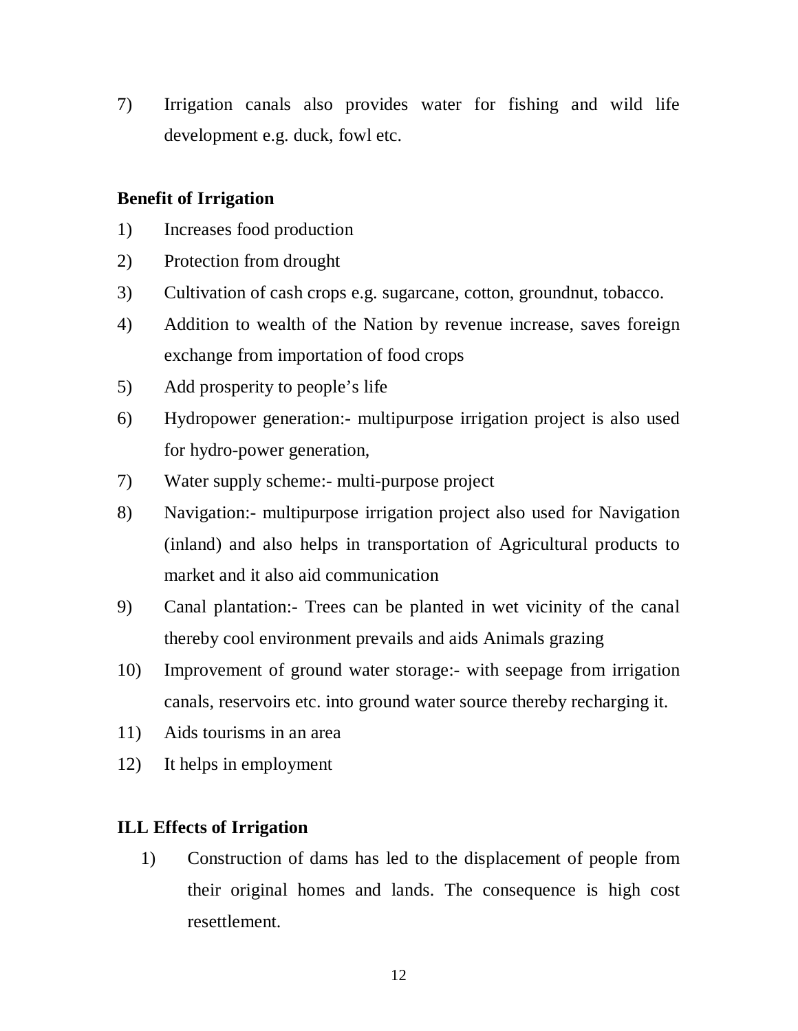7) Irrigation canals also provides water for fishing and wild life development e.g. duck, fowl etc.

**Benefit of Irrigation**

1) Increases food production
2) Protection from drought
3) Cultivation of cash crops e.g. sugarcane, cotton, groundnut, tobacco.
4) Addition to wealth of the Nation by revenue increase, saves foreign exchange from importation of food crops
5) Add prosperity to people's life
6) Hydropower generation:- multipurpose irrigation project is also used for hydro-power generation,
7) Water supply scheme:- multi-purpose project
8) Navigation:- multipurpose irrigation project also used for Navigation (inland) and also helps in transportation of Agricultural products to market and it also aid communication
9) Canal plantation:- Trees can be planted in wet vicinity of the canal thereby cool environment prevails and aids Animals grazing
10) Improvement of ground water storage:- with seepage from irrigation canals, reservoirs etc. into ground water source thereby recharging it.
11) Aids tourisms in an area
12) It helps in employment

**ILL Effects of Irrigation**

1) Construction of dams has led to the displacement of people from their original homes and lands. The consequence is high cost resettlement.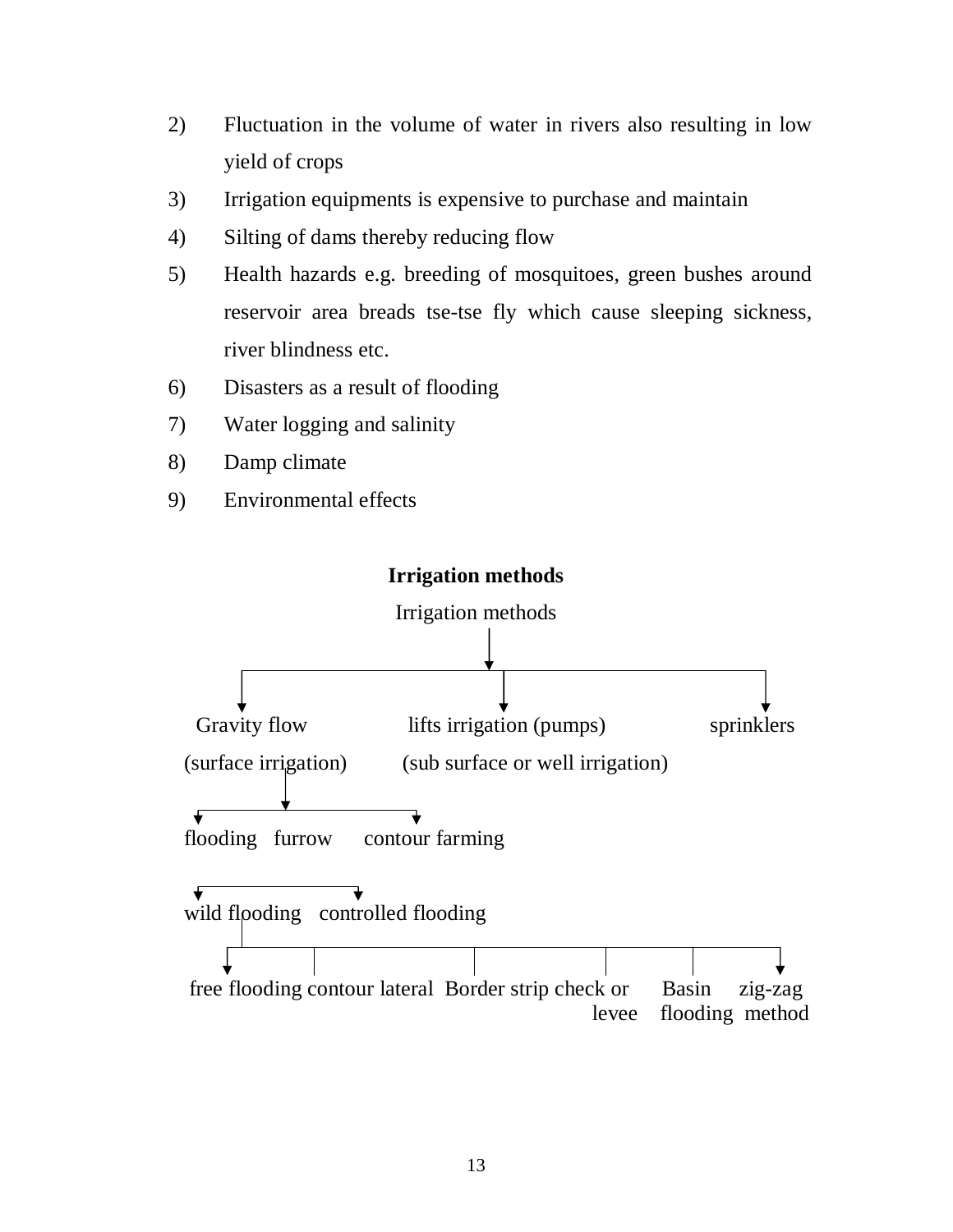2) Fluctuation in the volume of water in rivers also resulting in low yield of crops
3) Irrigation equipments is expensive to purchase and maintain
4) Silting of dams thereby reducing flow
5) Health hazards e.g. breeding of mosquitoes, green bushes around reservoir area breads tse-tse fly which cause sleeping sickness, river blindness etc.
6) Disasters as a result of flooding
7) Water logging and salinity
8) Damp climate
9) Environmental effects

**Irrigation methods**

```
                         Irrigation methods
                                |
        ------------------------+-------------------------
        |                       |                        |
   Gravity flow         lifts irrigation (pumps)     sprinklers
(surface irrigation)   (sub surface or well irrigation)
        |
   -----+-----------------
   |         |           |
flooding   furrow   contour farming
   |
   -----------------
   |               |
wild flooding   controlled flooding
       |
       ------------------------------------------------------------------
       |              |                  |               |          |          |
free flooding  contour lateral   Border strip   check or levee   Basin     zig-zag
                                                               flooding   method
```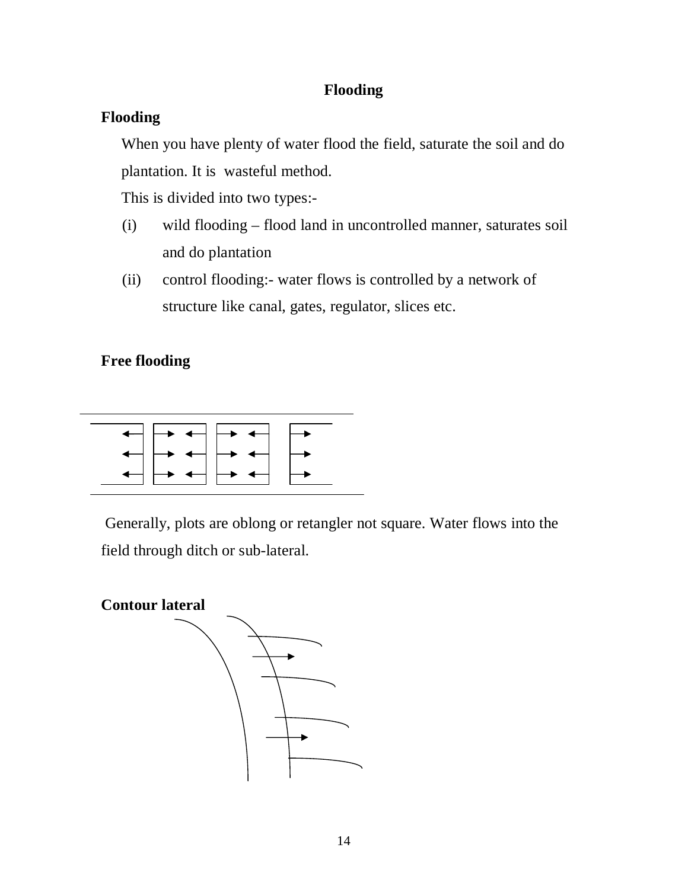# Flooding

## Flooding

When you have plenty of water flood the field, saturate the soil and do plantation. It is  wasteful method.

This is divided into two types:-

(i) wild flooding – flood land in uncontrolled manner, saturates soil and do plantation

(ii) control flooding:- water flows is controlled by a network of structure like canal, gates, regulator, slices etc.

## Free flooding

Generally, plots are oblong or retangler not square. Water flows into the field through ditch or sub-lateral.

## Contour lateral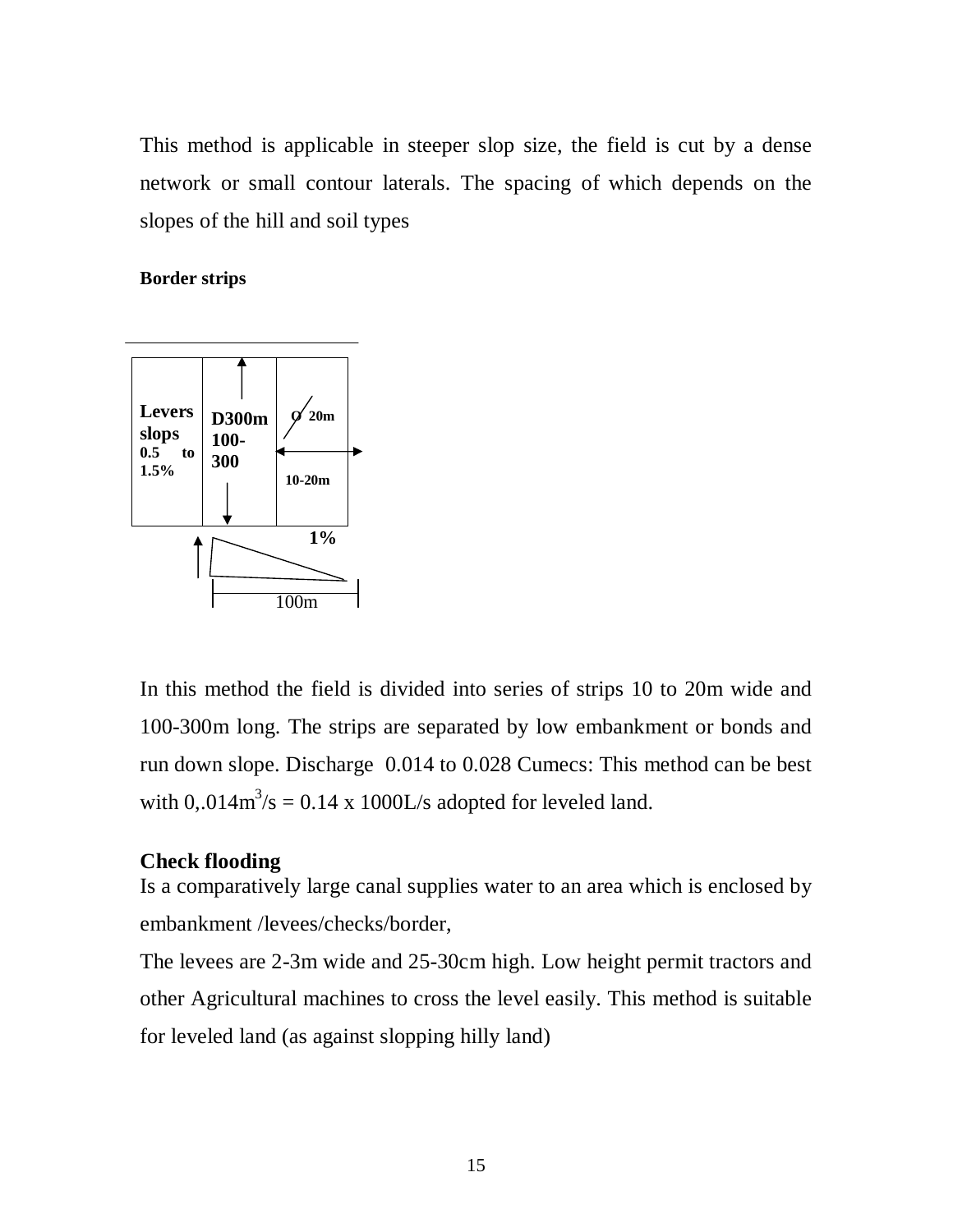This method is applicable in steeper slop size, the field is cut by a dense network or small contour laterals. The spacing of which depends on the slopes of the hill and soil types

**Border strips**

**Levers slops 0.5 to 1.5%**

**D300m 100-300**

**Q 20m**

**10-20m**

**1%**

100m

In this method the field is divided into series of strips 10 to 20m wide and 100-300m long. The strips are separated by low embankment or bonds and run down slope. Discharge 0.014 to 0.028 Cumecs: This method can be best with 0,.014$m^3$/s = 0.14 x 1000L/s adopted for leveled land.

**Check flooding**

Is a comparatively large canal supplies water to an area which is enclosed by embankment /levees/checks/border,

The levees are 2-3m wide and 25-30cm high. Low height permit tractors and other Agricultural machines to cross the level easily. This method is suitable for leveled land (as against slopping hilly land)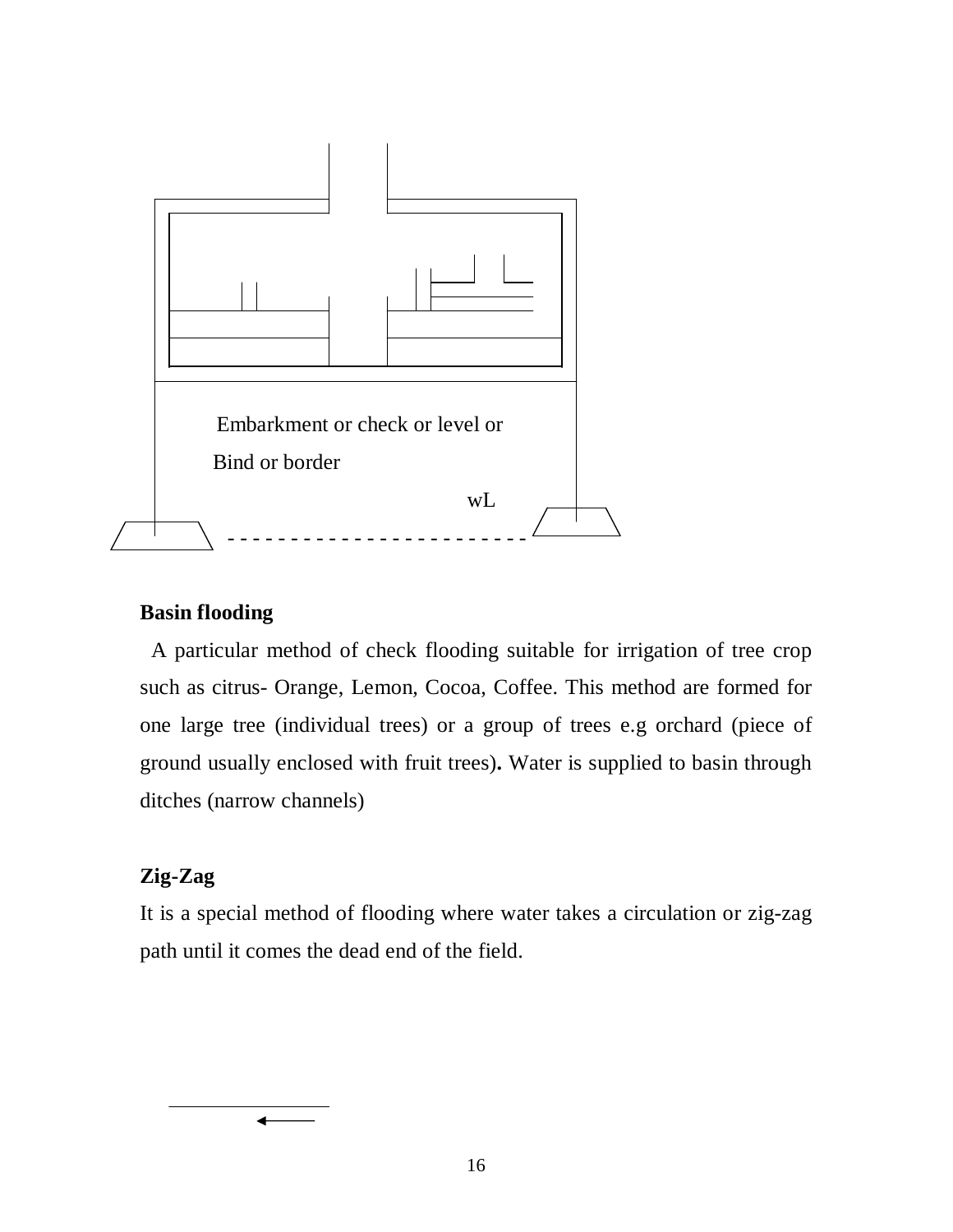Embarkment or check or level or

Bind or border

wL

**Basin flooding**

A particular method of check flooding suitable for irrigation of tree crop such as citrus- Orange, Lemon, Cocoa, Coffee. This method are formed for one large tree (individual trees) or a group of trees e.g orchard (piece of ground usually enclosed with fruit trees)**.** Water is supplied to basin through ditches (narrow channels)

**Zig-Zag**

It is a special method of flooding where water takes a circulation or zig-zag path until it comes the dead end of the field.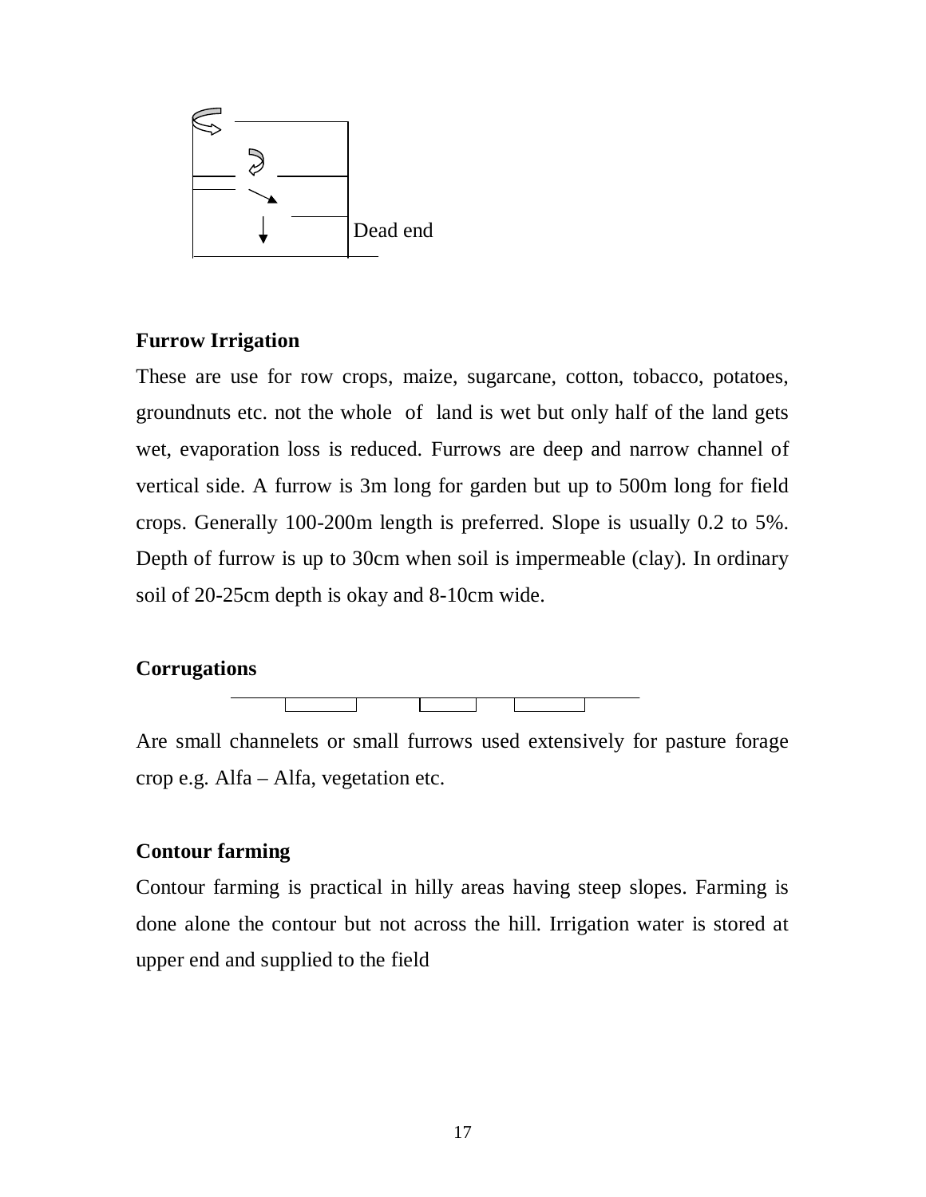Dead end

**Furrow Irrigation**

These are use for row crops, maize, sugarcane, cotton, tobacco, potatoes, groundnuts etc. not the whole of land is wet but only half of the land gets wet, evaporation loss is reduced. Furrows are deep and narrow channel of vertical side. A furrow is 3m long for garden but up to 500m long for field crops. Generally 100-200m length is preferred. Slope is usually 0.2 to 5%. Depth of furrow is up to 30cm when soil is impermeable (clay). In ordinary soil of 20-25cm depth is okay and 8-10cm wide.

**Corrugations**

Are small channelets or small furrows used extensively for pasture forage crop e.g. Alfa – Alfa, vegetation etc.

**Contour farming**

Contour farming is practical in hilly areas having steep slopes. Farming is done alone the contour but not across the hill. Irrigation water is stored at upper end and supplied to the field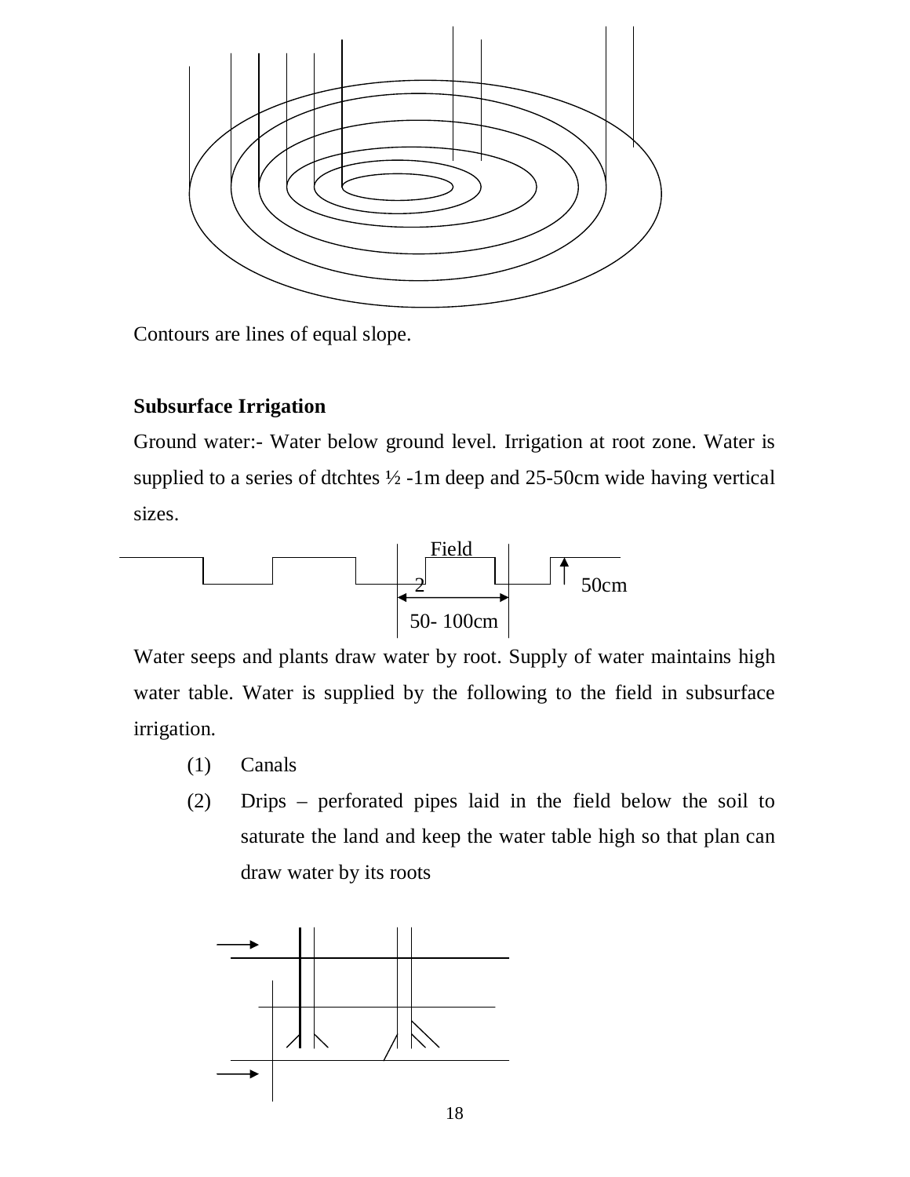Contours are lines of equal slope.

**Subsurface Irrigation**

Ground water:- Water below ground level. Irrigation at root zone. Water is supplied to a series of dtchtes ½ -1m deep and 25-50cm wide having vertical sizes.

Field

2

50cm

50- 100cm

Water seeps and plants draw water by root. Supply of water maintains high water table. Water is supplied by the following to the field in subsurface irrigation.

(1) Canals

(2) Drips – perforated pipes laid in the field below the soil to saturate the land and keep the water table high so that plan can draw water by its roots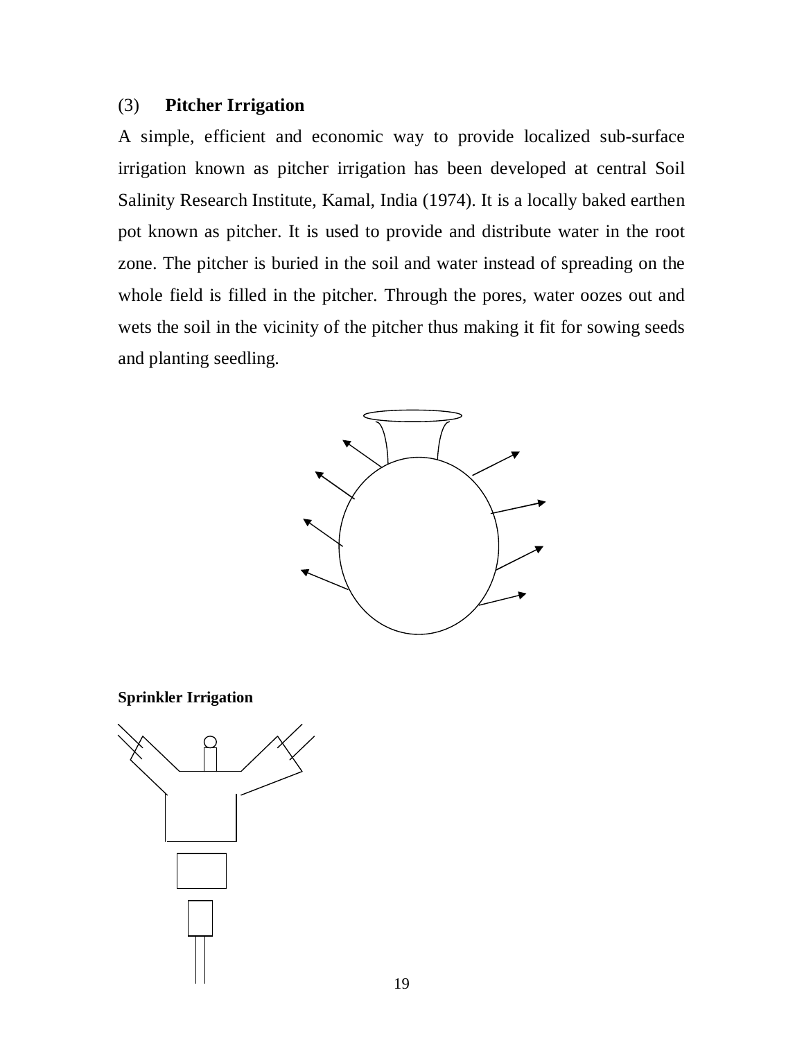### (3) **Pitcher Irrigation**

A simple, efficient and economic way to provide localized sub-surface irrigation known as pitcher irrigation has been developed at central Soil Salinity Research Institute, Kamal, India (1974). It is a locally baked earthen pot known as pitcher. It is used to provide and distribute water in the root zone. The pitcher is buried in the soil and water instead of spreading on the whole field is filled in the pitcher. Through the pores, water oozes out and wets the soil in the vicinity of the pitcher thus making it fit for sowing seeds and planting seedling.

**Sprinkler Irrigation**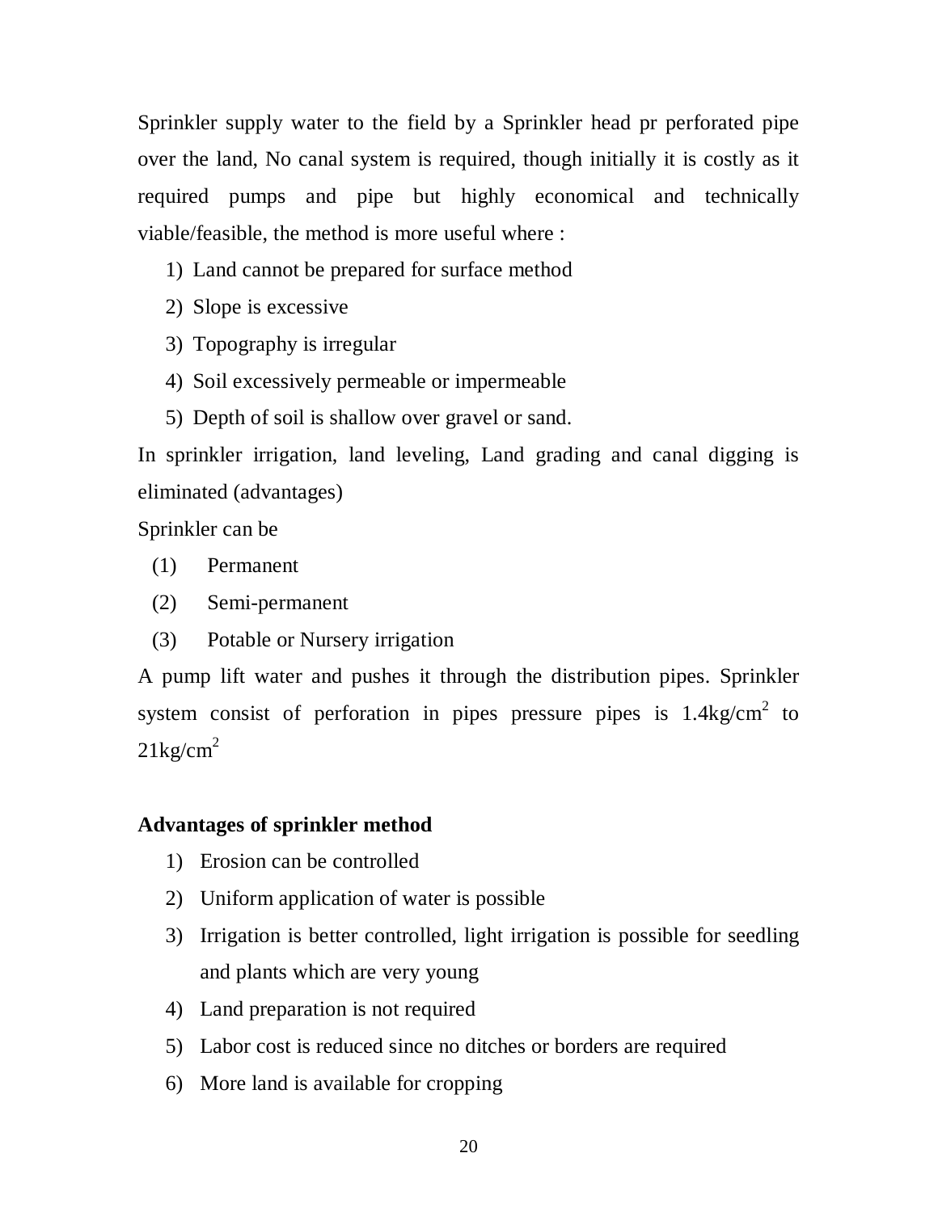Sprinkler supply water to the field by a Sprinkler head pr perforated pipe over the land, No canal system is required, though initially it is costly as it required pumps and pipe but highly economical and technically viable/feasible, the method is more useful where :

1) Land cannot be prepared for surface method
2) Slope is excessive
3) Topography is irregular
4) Soil excessively permeable or impermeable
5) Depth of soil is shallow over gravel or sand.

In sprinkler irrigation, land leveling, Land grading and canal digging is eliminated (advantages)

Sprinkler can be

(1) Permanent
(2) Semi-permanent
(3) Potable or Nursery irrigation

A pump lift water and pushes it through the distribution pipes. Sprinkler system consist of perforation in pipes pressure pipes is $1.4kg/cm^2$ to $21kg/cm^2$

**Advantages of sprinkler method**

1) Erosion can be controlled
2) Uniform application of water is possible
3) Irrigation is better controlled, light irrigation is possible for seedling and plants which are very young
4) Land preparation is not required
5) Labor cost is reduced since no ditches or borders are required
6) More land is available for cropping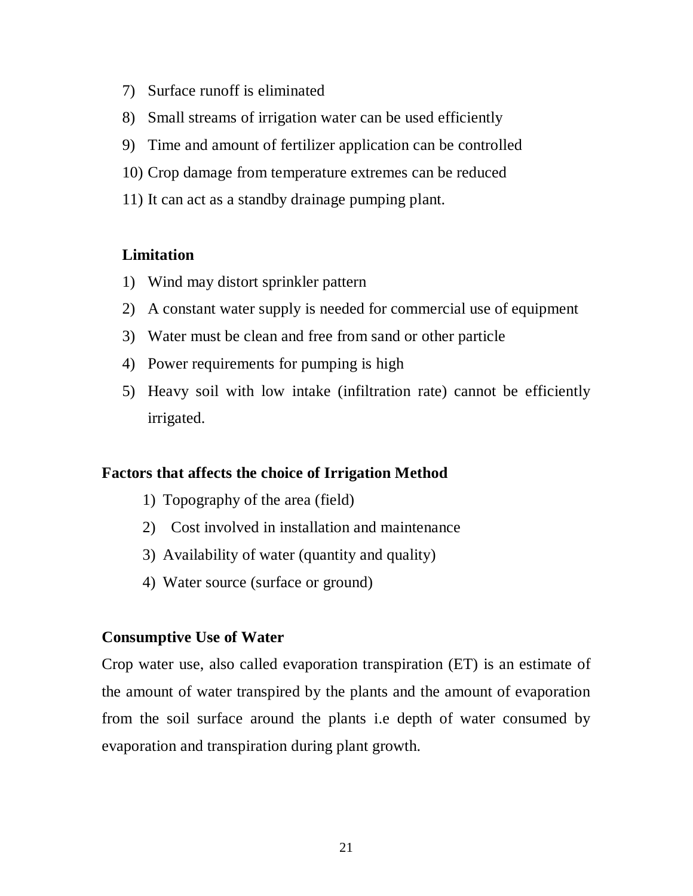7) Surface runoff is eliminated
8) Small streams of irrigation water can be used efficiently
9) Time and amount of fertilizer application can be controlled
10) Crop damage from temperature extremes can be reduced
11) It can act as a standby drainage pumping plant.

**Limitation**

1) Wind may distort sprinkler pattern
2) A constant water supply is needed for commercial use of equipment
3) Water must be clean and free from sand or other particle
4) Power requirements for pumping is high
5) Heavy soil with low intake (infiltration rate) cannot be efficiently irrigated.

**Factors that affects the choice of Irrigation Method**

1) Topography of the area (field)
2) Cost involved in installation and maintenance
3) Availability of water (quantity and quality)
4) Water source (surface or ground)

**Consumptive Use of Water**

Crop water use, also called evaporation transpiration (ET) is an estimate of the amount of water transpired by the plants and the amount of evaporation from the soil surface around the plants i.e depth of water consumed by evaporation and transpiration during plant growth.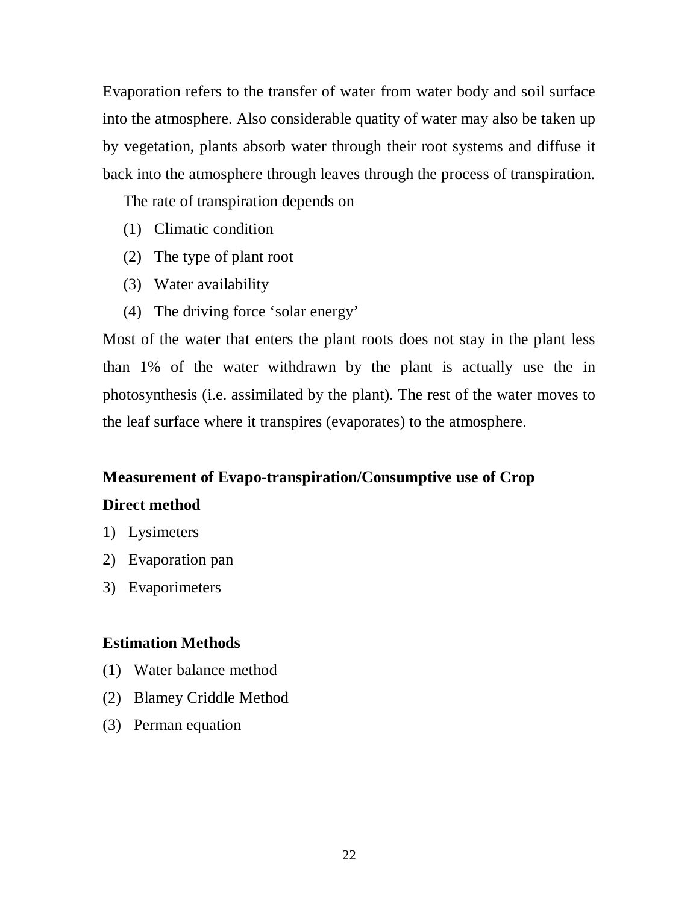Evaporation refers to the transfer of water from water body and soil surface into the atmosphere. Also considerable quatity of water may also be taken up by vegetation, plants absorb water through their root systems and diffuse it back into the atmosphere through leaves through the process of transpiration.

The rate of transpiration depends on

(1) Climatic condition
(2) The type of plant root
(3) Water availability
(4) The driving force 'solar energy'

Most of the water that enters the plant roots does not stay in the plant less than 1% of the water withdrawn by the plant is actually use the in photosynthesis (i.e. assimilated by the plant). The rest of the water moves to the leaf surface where it transpires (evaporates) to the atmosphere.

**Measurement of Evapo-transpiration/Consumptive use of Crop**

**Direct method**

1) Lysimeters
2) Evaporation pan
3) Evaporimeters

**Estimation Methods**

(1) Water balance method
(2) Blamey Criddle Method
(3) Perman equation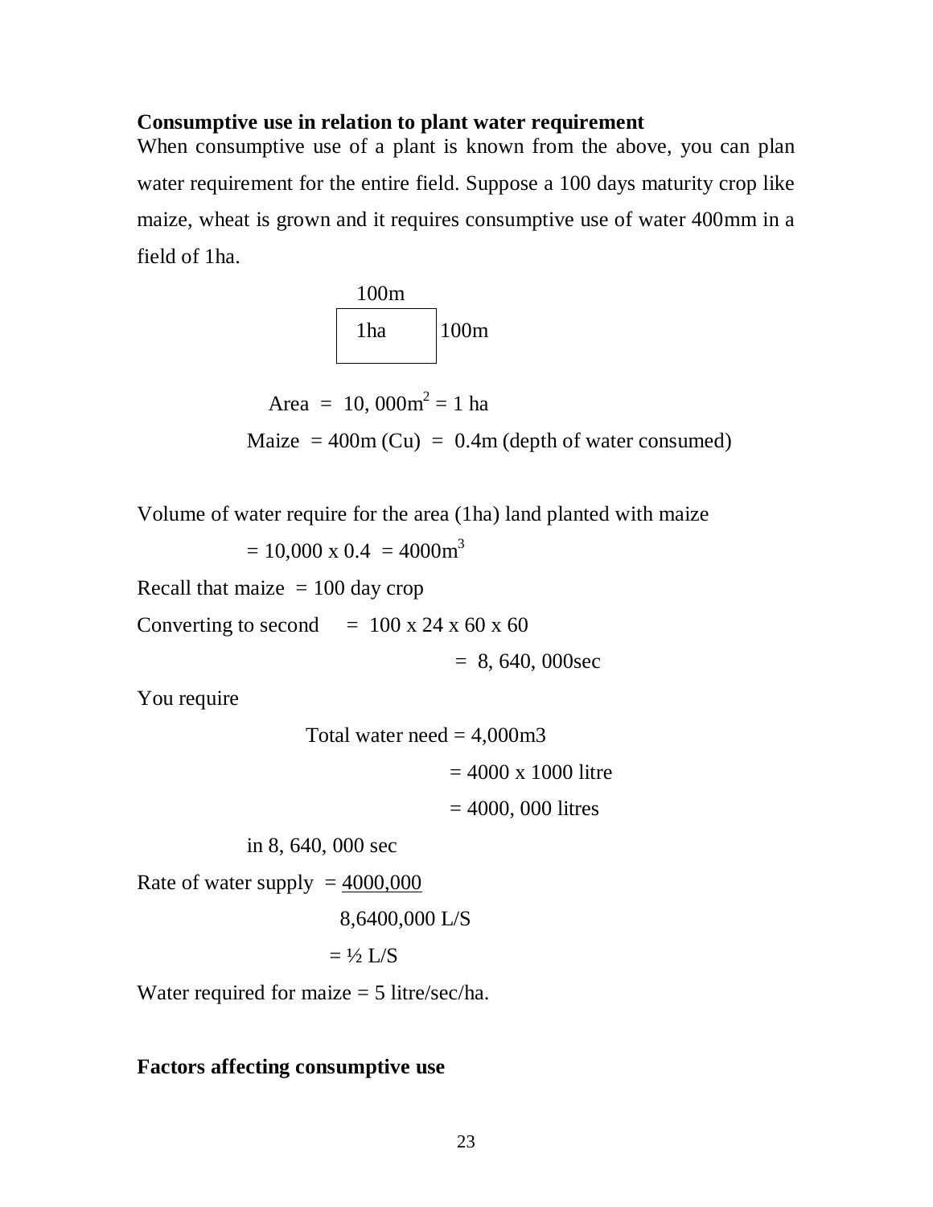**Consumptive use in relation to plant water requirement**

When consumptive use of a plant is known from the above, you can plan water requirement for the entire field. Suppose a 100 days maturity crop like maize, wheat is grown and it requires consumptive use of water 400mm in a field of 1ha.

100m

| 1ha | 100m |
|---|---|

Area = 10, 000m$^2$ = 1 ha

Maize = 400m (Cu) = 0.4m (depth of water consumed)

Volume of water require for the area (1ha) land planted with maize

= 10,000 x 0.4 = 4000m$^3$

Recall that maize = 100 day crop

Converting to second = 100 x 24 x 60 x 60

= 8, 640, 000sec

You require

Total water need = 4,000m3

= 4000 x 1000 litre

= 4000, 000 litres

in 8, 640, 000 sec

Rate of water supply = $\frac{4000,000}{8,6400,000}$ L/S

= ½ L/S

Water required for maize = 5 litre/sec/ha.

**Factors affecting consumptive use**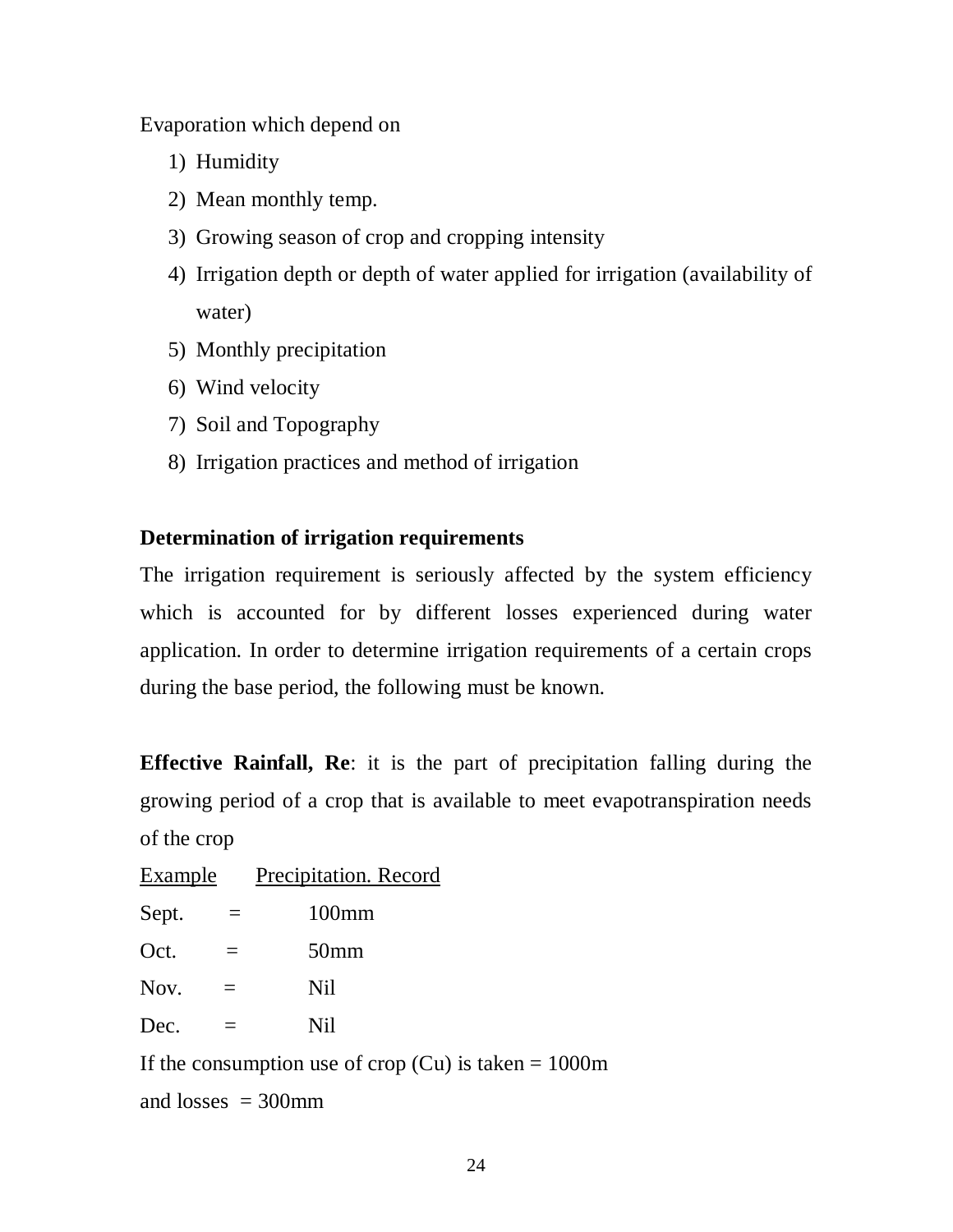Evaporation which depend on

1) Humidity
2) Mean monthly temp.
3) Growing season of crop and cropping intensity
4) Irrigation depth or depth of water applied for irrigation (availability of water)
5) Monthly precipitation
6) Wind velocity
7) Soil and Topography
8) Irrigation practices and method of irrigation

**Determination of irrigation requirements**

The irrigation requirement is seriously affected by the system efficiency which is accounted for by different losses experienced during water application. In order to determine irrigation requirements of a certain crops during the base period, the following must be known.

**Effective Rainfall, Re**: it is the part of precipitation falling during the growing period of a crop that is available to meet evapotranspiration needs of the crop

<u>Example</u> <u>Precipitation. Record</u>

Sept. = 100mm

Oct. = 50mm

Nov. = Nil

Dec. = Nil

If the consumption use of crop (Cu) is taken = 1000m

and losses = 300mm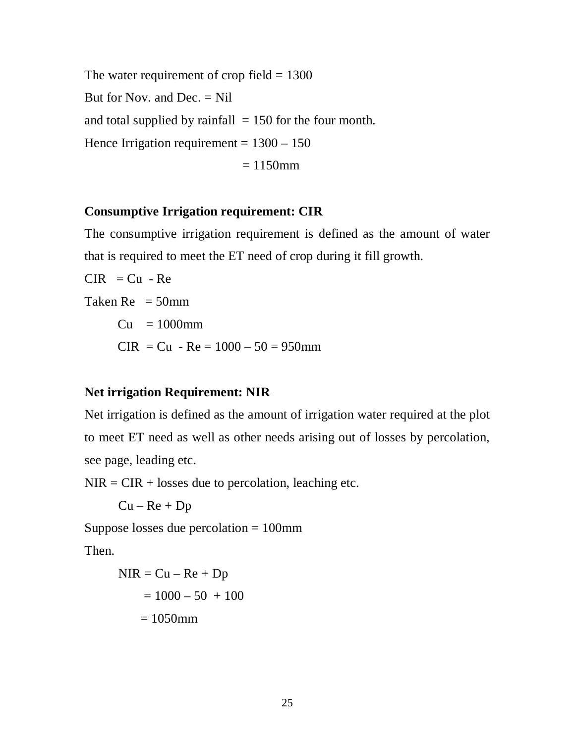The water requirement of crop field = 1300

But for Nov. and Dec. = Nil

and total supplied by rainfall = 150 for the four month.

Hence Irrigation requirement = 1300 – 150

= 1150mm

**Consumptive Irrigation requirement: CIR**

The consumptive irrigation requirement is defined as the amount of water that is required to meet the ET need of crop during it fill growth.

CIR = Cu - Re

Taken Re = 50mm

Cu = 1000mm

CIR = Cu - Re = 1000 – 50 = 950mm

**Net irrigation Requirement: NIR**

Net irrigation is defined as the amount of irrigation water required at the plot to meet ET need as well as other needs arising out of losses by percolation, see page, leading etc.

NIR = CIR + losses due to percolation, leaching etc.

Cu – Re + Dp

Suppose losses due percolation = 100mm

Then.

NIR = Cu – Re + Dp

= 1000 – 50 + 100

= 1050mm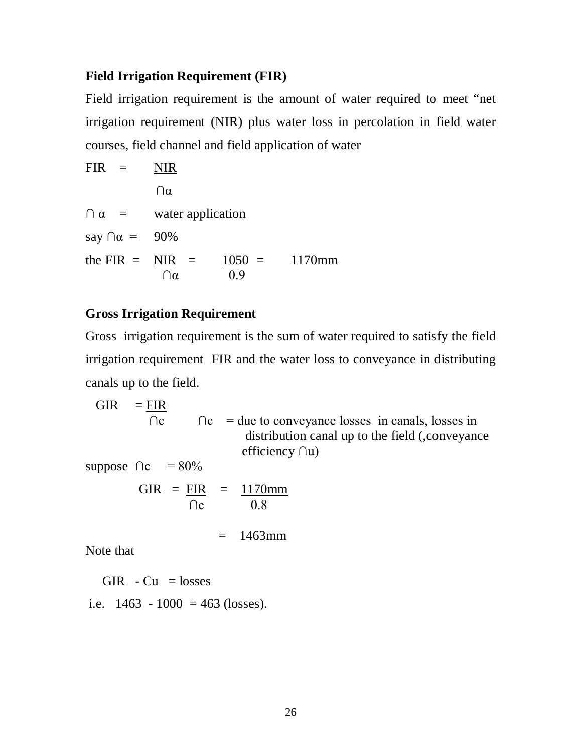### Field Irrigation Requirement (FIR)

Field irrigation requirement is the amount of water required to meet "net irrigation requirement (NIR) plus water loss in percolation in field water courses, field channel and field application of water

$$FIR = \frac{NIR}{\cap\alpha}$$

$\cap\alpha$ = water application

say $\cap\alpha$ = 90%

$$\text{the } FIR = \frac{NIR}{\cap\alpha} = \frac{1050}{0.9} = 1170\text{mm}$$

### Gross Irrigation Requirement

Gross irrigation requirement is the sum of water required to satisfy the field irrigation requirement FIR and the water loss to conveyance in distributing canals up to the field.

$$GIR = \frac{FIR}{\cap c}$$

$\cap c$ = due to conveyance losses in canals, losses in distribution canal up to the field (,conveyance efficiency $\cap u$)

suppose $\cap c$ = 80%

$$GIR = \frac{FIR}{\cap c} = \frac{1170\text{mm}}{0.8}$$

$$= 1463\text{mm}$$

Note that

GIR - Cu = losses

i.e. 1463 - 1000 = 463 (losses).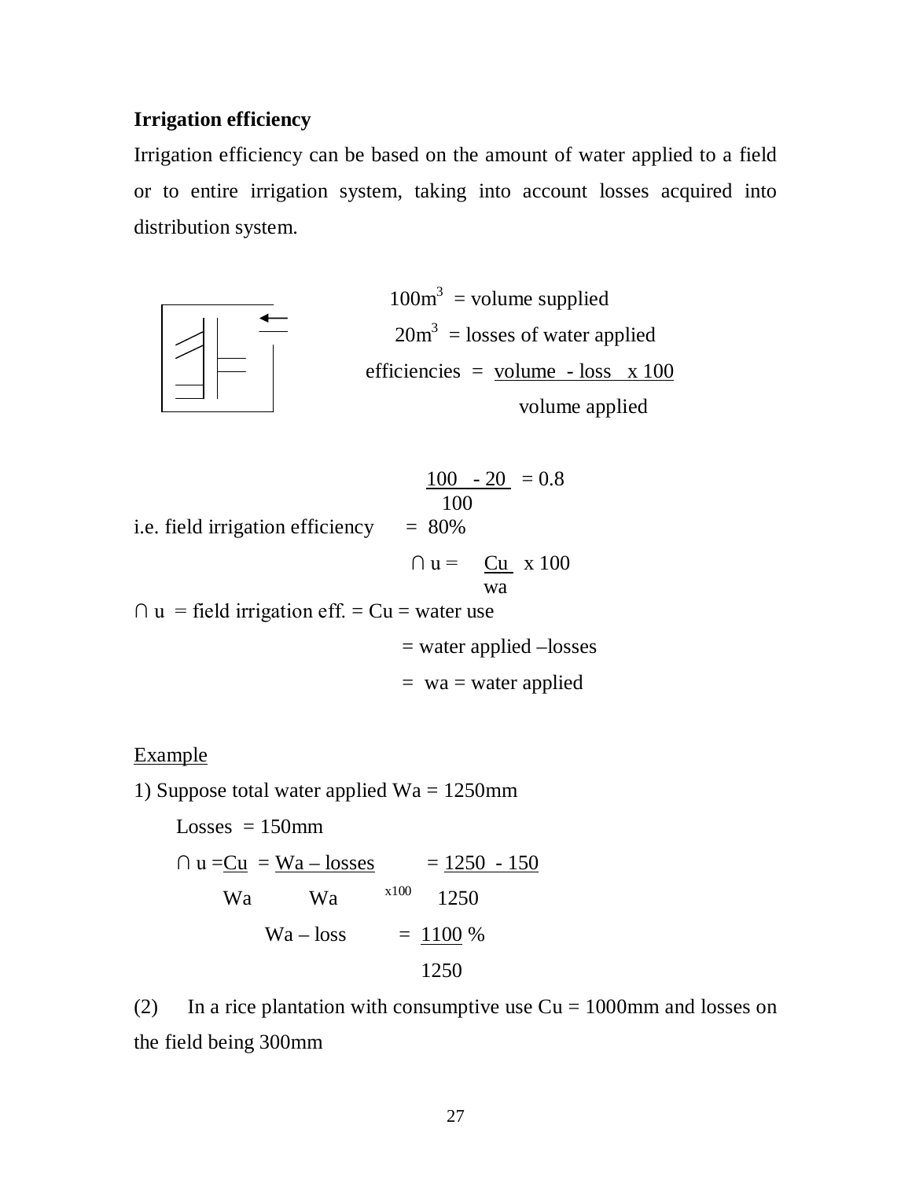**Irrigation efficiency**

Irrigation efficiency can be based on the amount of water applied to a field or to entire irrigation system, taking into account losses acquired into distribution system.

$100m^3$ = volume supplied

$20m^3$ = losses of water applied

$$\text{efficiencies} = \frac{\text{volume - loss}}{\text{volume applied}} \times 100$$

$$\frac{100 - 20}{100} = 0.8$$

i.e. field irrigation efficiency = 80%

$$\cap u = \frac{Cu}{wa} \times 100$$

$\cap u$ = field irrigation eff. = Cu = water use

= water applied –losses

= wa = water applied

Example

1) Suppose total water applied Wa = 1250mm

Losses = 150mm

$$\cap u = \frac{Cu}{Wa} = \frac{Wa - losses}{Wa} \times 100 = \frac{1250 - 150}{1250}$$

$$Wa - loss = \frac{1100}{1250}\ \%$$

(2) In a rice plantation with consumptive use Cu = 1000mm and losses on the field being 300mm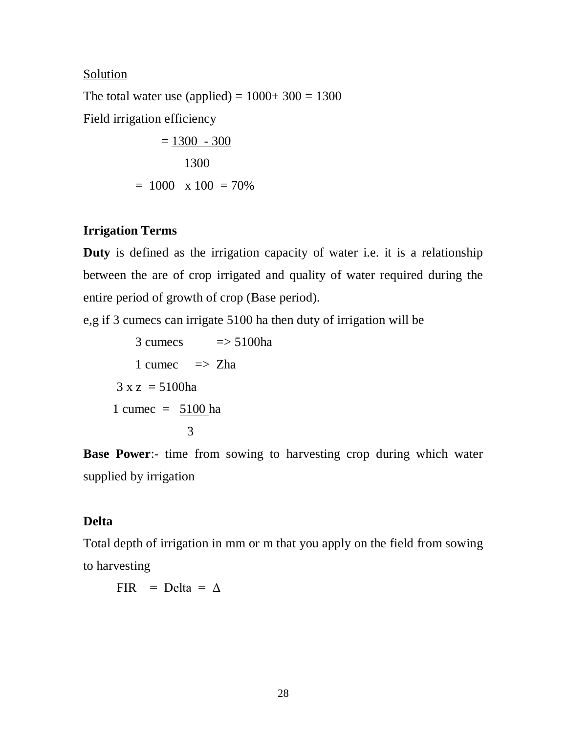Solution

The total water use (applied) = 1000+ 300 = 1300

Field irrigation efficiency

$$= \frac{1300 - 300}{1300}$$

$$= \frac{1000}{1300} \times 100 = 70\%$$

**Irrigation Terms**

**Duty** is defined as the irrigation capacity of water i.e. it is a relationship between the are of crop irrigated and quality of water required during the entire period of growth of crop (Base period).

e,g if 3 cumecs can irrigate 5100 ha then duty of irrigation will be

3 cumecs => 5100ha

1 cumec => Zha

3 x z = 5100ha

$$1 \text{ cumec} = \frac{5100}{3} \text{ ha}$$

**Base Power**:- time from sowing to harvesting crop during which water supplied by irrigation

**Delta**

Total depth of irrigation in mm or m that you apply on the field from sowing to harvesting

$$\text{FIR} = \text{Delta} = \Delta$$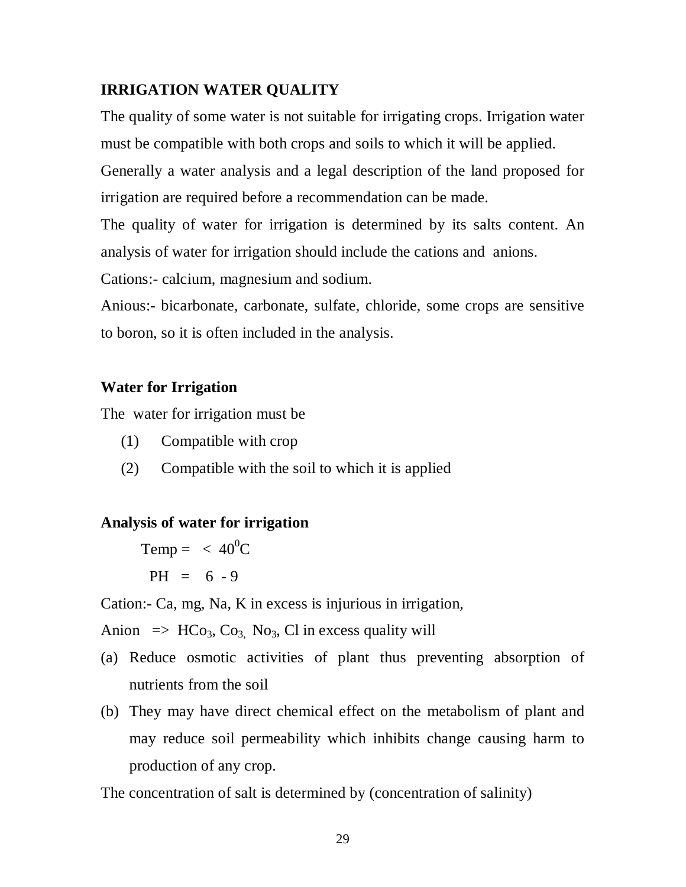**IRRIGATION WATER QUALITY**

The quality of some water is not suitable for irrigating crops. Irrigation water must be compatible with both crops and soils to which it will be applied.

Generally a water analysis and a legal description of the land proposed for irrigation are required before a recommendation can be made.

The quality of water for irrigation is determined by its salts content. An analysis of water for irrigation should include the cations and anions.

Cations:- calcium, magnesium and sodium.

Anious:- bicarbonate, carbonate, sulfate, chloride, some crops are sensitive to boron, so it is often included in the analysis.

**Water for Irrigation**

The water for irrigation must be

(1) Compatible with crop

(2) Compatible with the soil to which it is applied

**Analysis of water for irrigation**

Temp = $< 40^0C$

PH = 6 - 9

Cation:- Ca, mg, Na, K in excess is injurious in irrigation,

Anion => $HCo_3$, $Co_3$, $No_3$, Cl in excess quality will

(a) Reduce osmotic activities of plant thus preventing absorption of nutrients from the soil

(b) They may have direct chemical effect on the metabolism of plant and may reduce soil permeability which inhibits change causing harm to production of any crop.

The concentration of salt is determined by (concentration of salinity)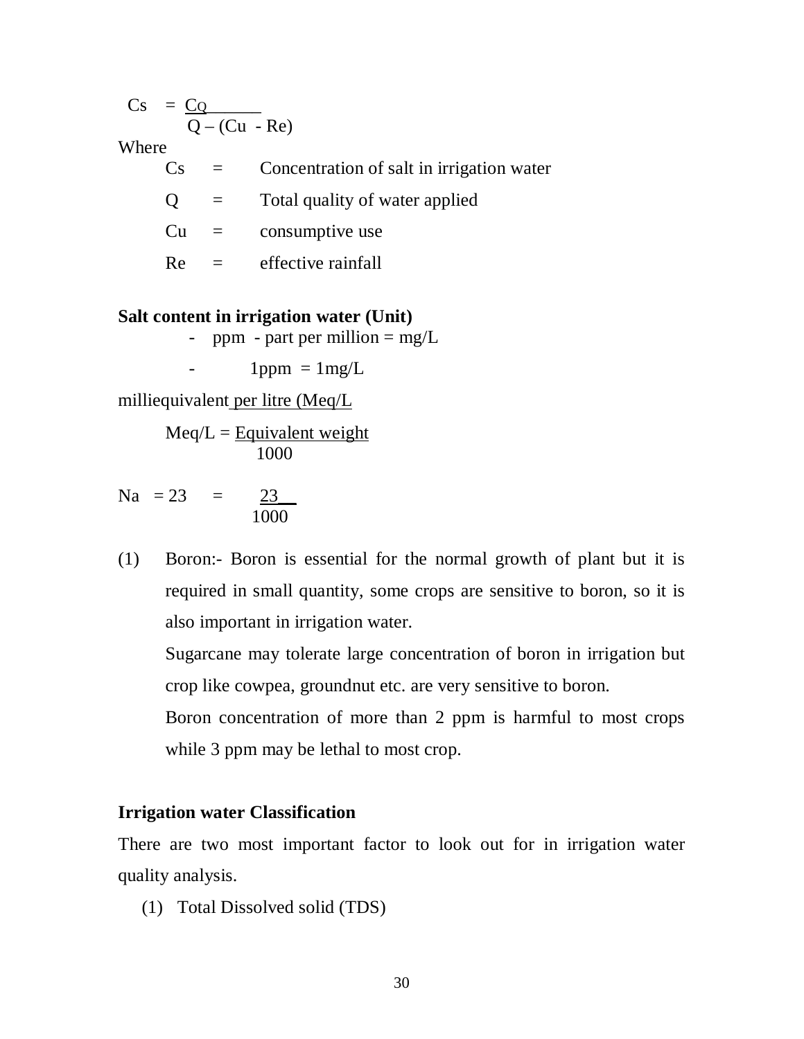$$Cs = \frac{CQ}{Q - (Cu - Re)}$$

Where

| | | |
|---|---|---|
| Cs | = | Concentration of salt in irrigation water |
| Q | = | Total quality of water applied |
| Cu | = | consumptive use |
| Re | = | effective rainfall |

**Salt content in irrigation water (Unit)**

- ppm - part per million = mg/L
- 1ppm = 1mg/L

milliequivalent per litre (Meq/L

$$Meq/L = \frac{\text{Equivalent weight}}{1000}$$

$$Na = 23 = \frac{23}{1000}$$

(1) Boron:- Boron is essential for the normal growth of plant but it is required in small quantity, some crops are sensitive to boron, so it is also important in irrigation water.

Sugarcane may tolerate large concentration of boron in irrigation but crop like cowpea, groundnut etc. are very sensitive to boron.

Boron concentration of more than 2 ppm is harmful to most crops while 3 ppm may be lethal to most crop.

**Irrigation water Classification**

There are two most important factor to look out for in irrigation water quality analysis.

(1) Total Dissolved solid (TDS)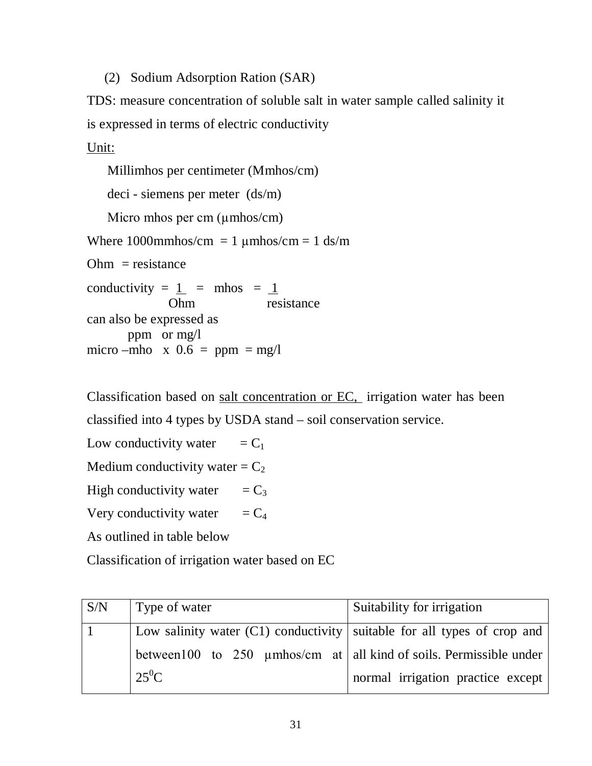(2) Sodium Adsorption Ration (SAR)

TDS: measure concentration of soluble salt in water sample called salinity it is expressed in terms of electric conductivity

Unit:

Millimhos per centimeter (Mmhos/cm)

deci - siemens per meter (ds/m)

Micro mhos per cm (μmhos/cm)

Where 1000mmhos/cm = 1 μmhos/cm = 1 ds/m

Ohm = resistance

$$\text{conductivity} = \frac{1}{\text{Ohm}} = \text{mhos} = \frac{1}{\text{resistance}}$$

can also be expressed as

ppm or mg/l

micro –mho x 0.6 = ppm = mg/l

Classification based on salt concentration or EC, irrigation water has been classified into 4 types by USDA stand – soil conservation service.

Low conductivity water = $C_1$

Medium conductivity water = $C_2$

High conductivity water = $C_3$

Very conductivity water = $C_4$

As outlined in table below

Classification of irrigation water based on EC

| S/N | Type of water | Suitability for irrigation |
|---|---|---|
| 1 | Low salinity water (C1) conductivity between100 to 250 μmhos/cm at $25^0$C | suitable for all types of crop and all kind of soils. Permissible under normal irrigation practice except |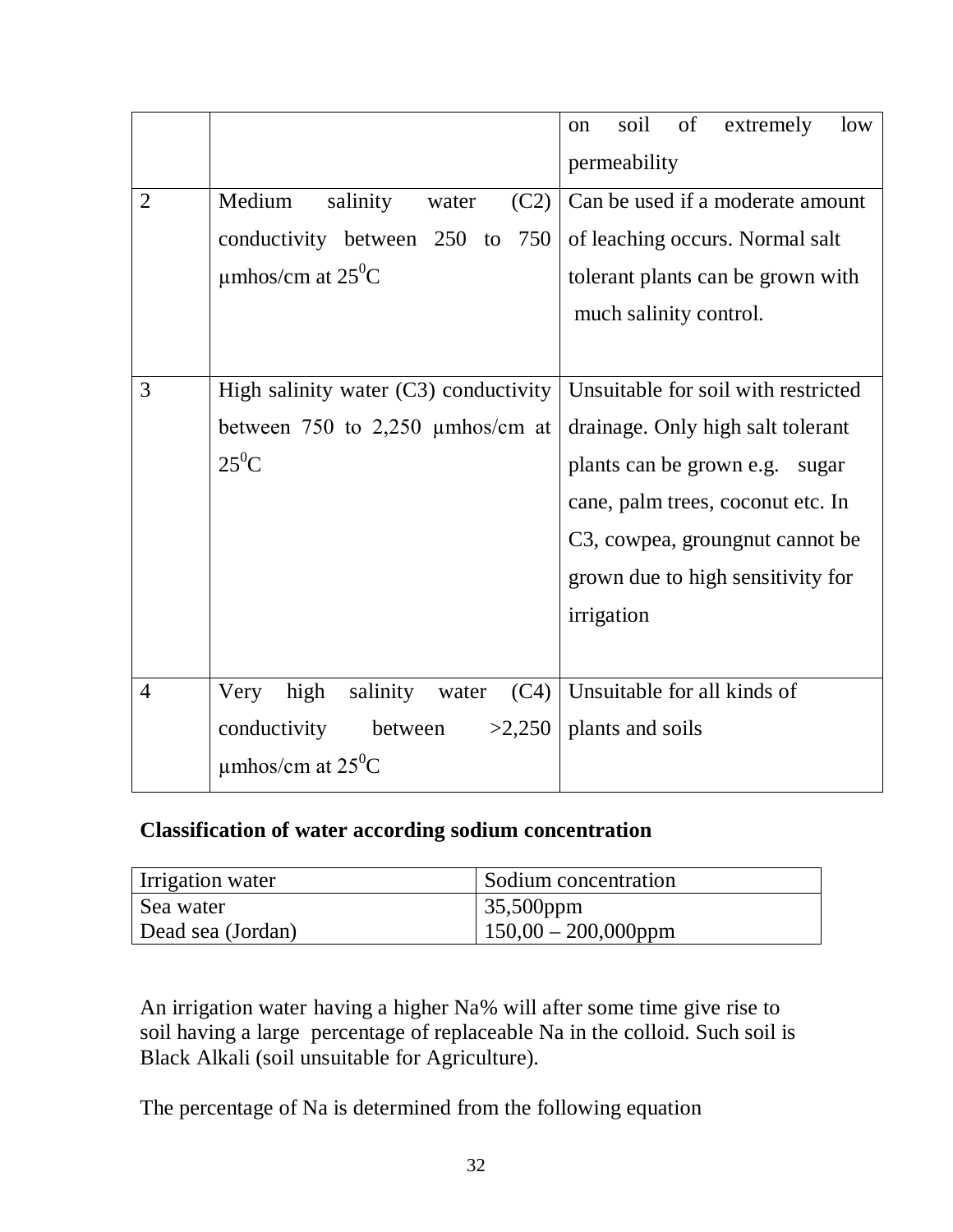|  |  | on soil of extremely low permeability |
|---|---|---|
| 2 | Medium salinity water (C2) conductivity between 250 to 750 μmhos/cm at $25^0$C | Can be used if a moderate amount of leaching occurs. Normal salt tolerant plants can be grown with much salinity control. |
| 3 | High salinity water (C3) conductivity between 750 to 2,250 μmhos/cm at $25^0$C | Unsuitable for soil with restricted drainage. Only high salt tolerant plants can be grown e.g. sugar cane, palm trees, coconut etc. In C3, cowpea, groungnut cannot be grown due to high sensitivity for irrigation |
| 4 | Very high salinity water (C4) conductivity between >2,250 μmhos/cm at $25^0$C | Unsuitable for all kinds of plants and soils |

**Classification of water according sodium concentration**

| Irrigation water | Sodium concentration |
|---|---|
| Sea water | 35,500ppm |
| Dead sea (Jordan) | 150,00 – 200,000ppm |

An irrigation water having a higher Na% will after some time give rise to soil having a large percentage of replaceable Na in the colloid. Such soil is Black Alkali (soil unsuitable for Agriculture).

The percentage of Na is determined from the following equation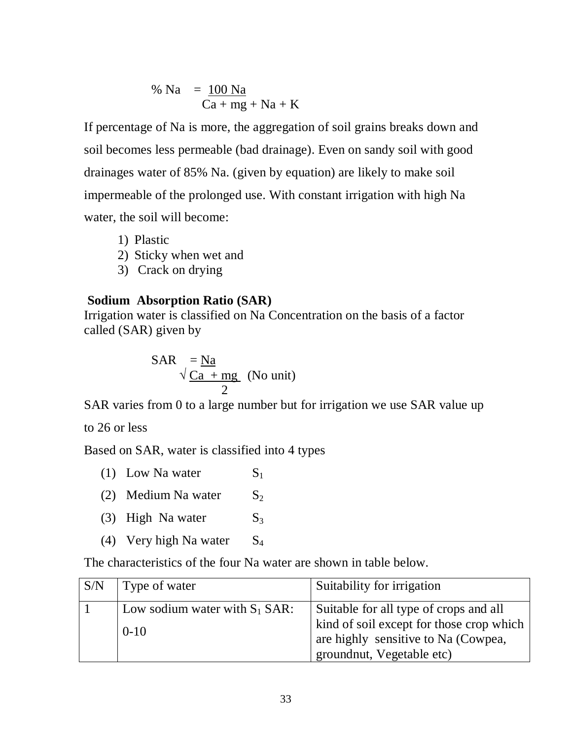$$\% \, Na = \frac{100 \, Na}{Ca + mg + Na + K}$$

If percentage of Na is more, the aggregation of soil grains breaks down and soil becomes less permeable (bad drainage). Even on sandy soil with good drainages water of 85% Na. (given by equation) are likely to make soil impermeable of the prolonged use. With constant irrigation with high Na water, the soil will become:

1) Plastic
2) Sticky when wet and
3) Crack on drying

**Sodium Absorption Ratio (SAR)**

Irrigation water is classified on Na Concentration on the basis of a factor called (SAR) given by

$$SAR = \frac{Na}{\sqrt{\frac{Ca + mg}{2}}} \quad \text{(No unit)}$$

SAR varies from 0 to a large number but for irrigation we use SAR value up to 26 or less

Based on SAR, water is classified into 4 types

(1) Low Na water $S_1$

(2) Medium Na water $S_2$

(3) High Na water $S_3$

(4) Very high Na water $S_4$

The characteristics of the four Na water are shown in table below.

| S/N | Type of water | Suitability for irrigation |
|---|---|---|
| 1 | Low sodium water with $S_1$ SAR: 0-10 | Suitable for all type of crops and all kind of soil except for those crop which are highly sensitive to Na (Cowpea, groundnut, Vegetable etc) |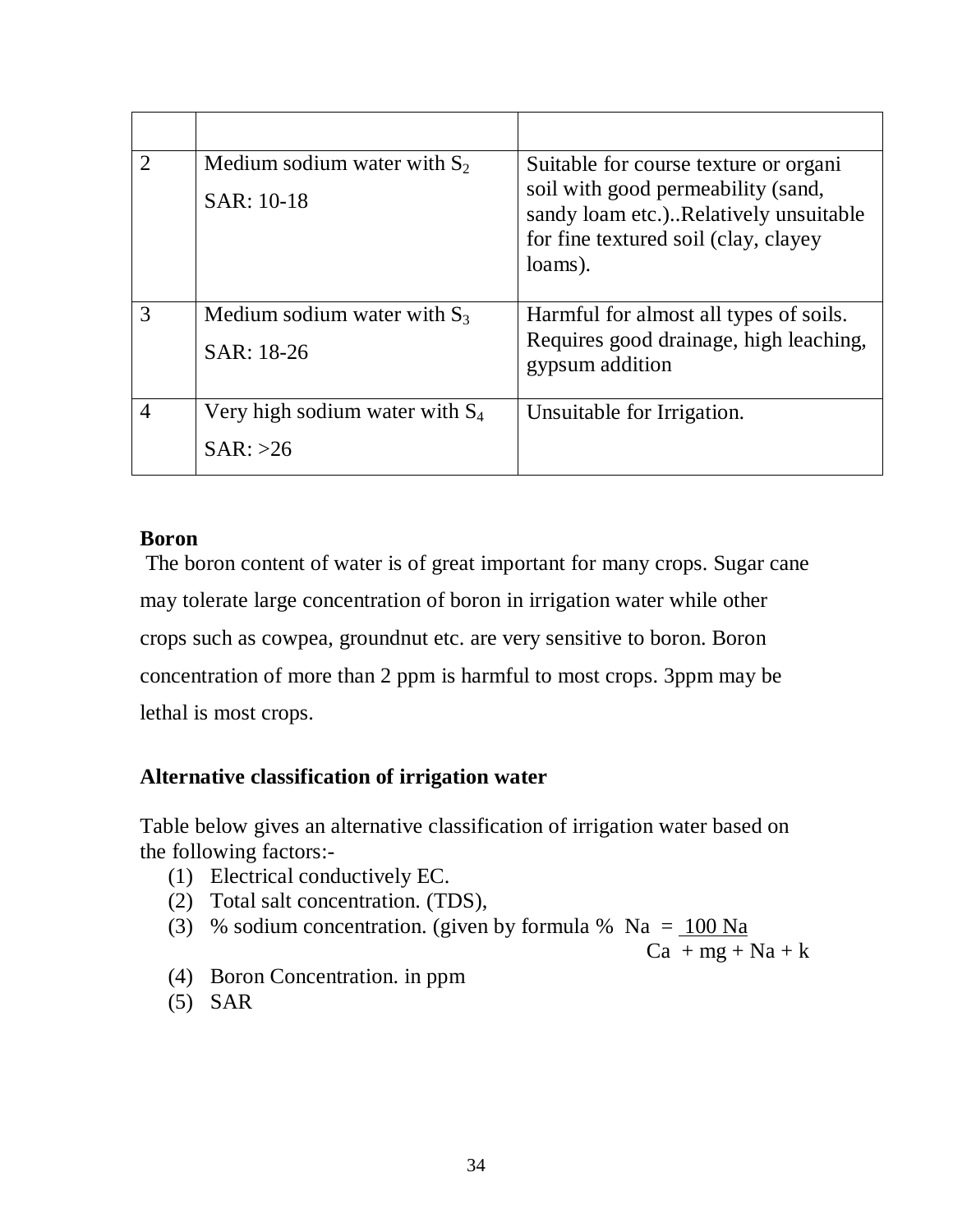| | | |
|---|---|---|
| 2 | Medium sodium water with $S_2$<br>SAR: 10-18 | Suitable for course texture or organi soil with good permeability (sand, sandy loam etc.)..Relatively unsuitable for fine textured soil (clay, clayey loams). |
| 3 | Medium sodium water with $S_3$<br>SAR: 18-26 | Harmful for almost all types of soils. Requires good drainage, high leaching, gypsum addition |
| 4 | Very high sodium water with $S_4$<br>SAR: >26 | Unsuitable for Irrigation. |

**Boron**

The boron content of water is of great important for many crops. Sugar cane may tolerate large concentration of boron in irrigation water while other crops such as cowpea, groundnut etc. are very sensitive to boron. Boron concentration of more than 2 ppm is harmful to most crops. 3ppm may be lethal is most crops.

**Alternative classification of irrigation water**

Table below gives an alternative classification of irrigation water based on the following factors:-

1. Electrical conductively EC.
2. Total salt concentration. (TDS),
3. % sodium concentration. (given by formula $\% \ Na = \frac{100 \ Na}{Ca + mg + Na + k}$
4. Boron Concentration. in ppm
5. SAR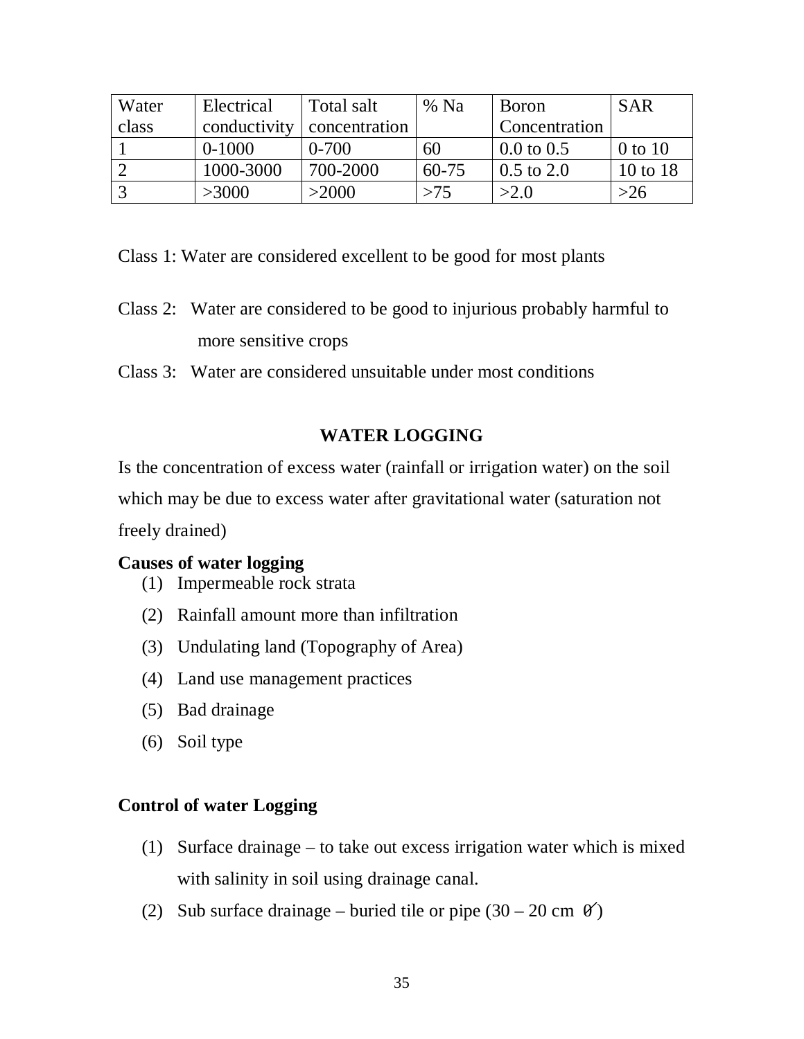| Water class | Electrical conductivity | Total salt concentration | % Na | Boron Concentration | SAR |
|---|---|---|---|---|---|
| 1 | 0-1000 | 0-700 | 60 | 0.0 to 0.5 | 0 to 10 |
| 2 | 1000-3000 | 700-2000 | 60-75 | 0.5 to 2.0 | 10 to 18 |
| 3 | >3000 | >2000 | >75 | >2.0 | >26 |

Class 1: Water are considered excellent to be good for most plants

Class 2: Water are considered to be good to injurious probably harmful to more sensitive crops

Class 3: Water are considered unsuitable under most conditions

## WATER LOGGING

Is the concentration of excess water (rainfall or irrigation water) on the soil which may be due to excess water after gravitational water (saturation not freely drained)

**Causes of water logging**

1. Impermeable rock strata
2. Rainfall amount more than infiltration
3. Undulating land (Topography of Area)
4. Land use management practices
5. Bad drainage
6. Soil type

**Control of water Logging**

1. Surface drainage – to take out excess irrigation water which is mixed with salinity in soil using drainage canal.
2. Sub surface drainage – buried tile or pipe (30 – 20 cm $\varnothing$)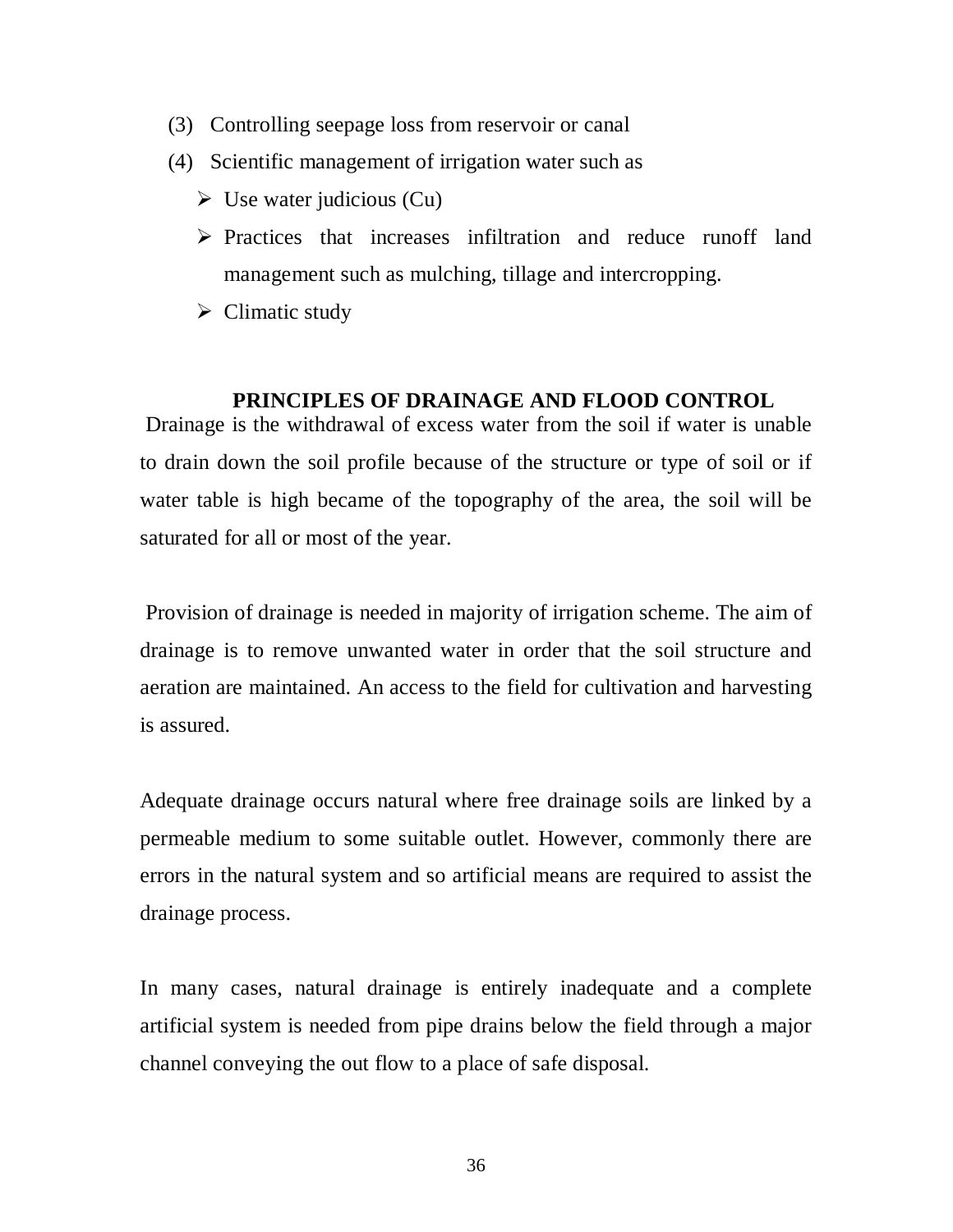(3) Controlling seepage loss from reservoir or canal

(4) Scientific management of irrigation water such as

- Use water judicious (Cu)
- Practices that increases infiltration and reduce runoff land management such as mulching, tillage and intercropping.
- Climatic study

## PRINCIPLES OF DRAINAGE AND FLOOD CONTROL

Drainage is the withdrawal of excess water from the soil if water is unable to drain down the soil profile because of the structure or type of soil or if water table is high became of the topography of the area, the soil will be saturated for all or most of the year.

Provision of drainage is needed in majority of irrigation scheme. The aim of drainage is to remove unwanted water in order that the soil structure and aeration are maintained. An access to the field for cultivation and harvesting is assured.

Adequate drainage occurs natural where free drainage soils are linked by a permeable medium to some suitable outlet. However, commonly there are errors in the natural system and so artificial means are required to assist the drainage process.

In many cases, natural drainage is entirely inadequate and a complete artificial system is needed from pipe drains below the field through a major channel conveying the out flow to a place of safe disposal.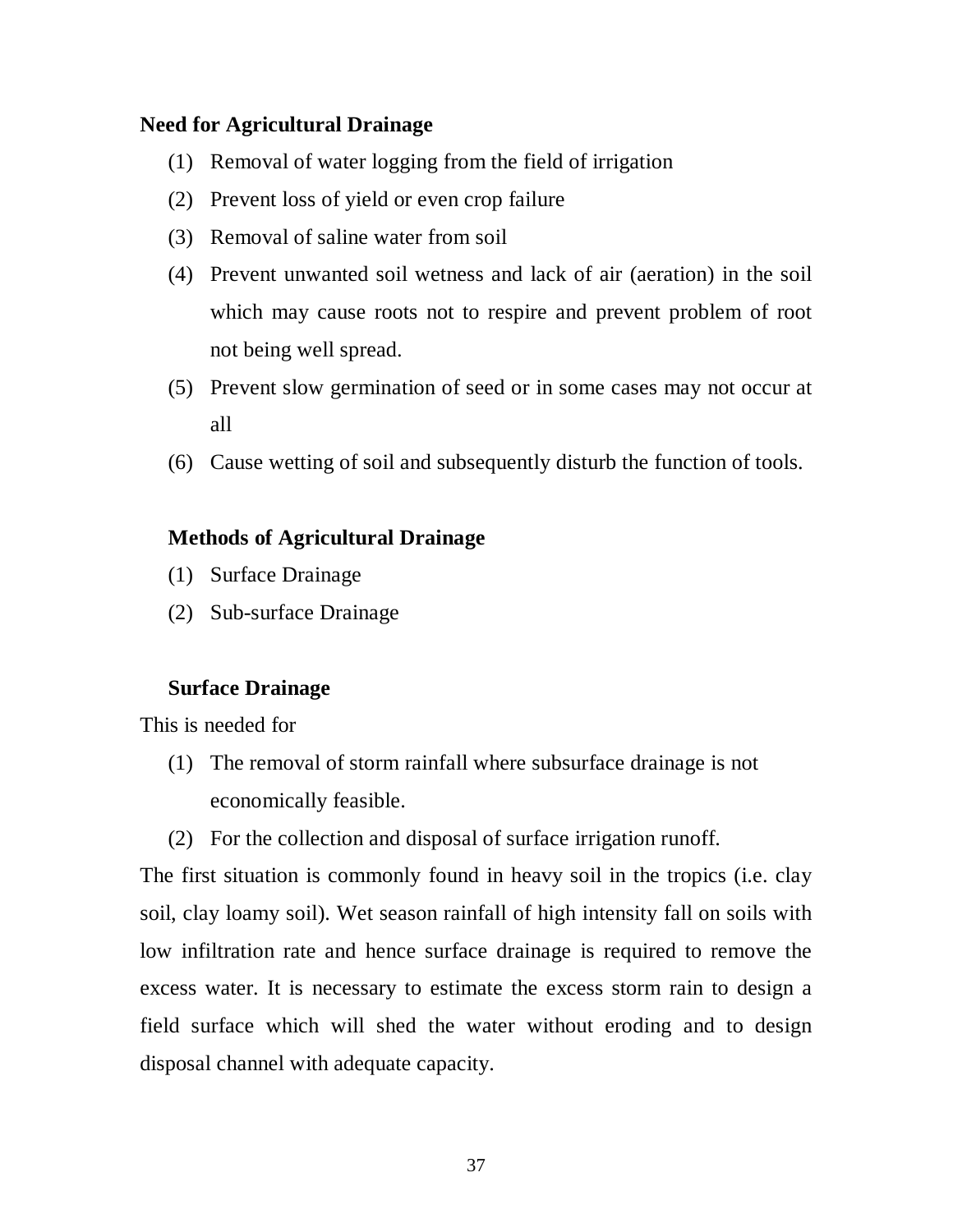**Need for Agricultural Drainage**

(1) Removal of water logging from the field of irrigation

(2) Prevent loss of yield or even crop failure

(3) Removal of saline water from soil

(4) Prevent unwanted soil wetness and lack of air (aeration) in the soil which may cause roots not to respire and prevent problem of root not being well spread.

(5) Prevent slow germination of seed or in some cases may not occur at all

(6) Cause wetting of soil and subsequently disturb the function of tools.

**Methods of Agricultural Drainage**

(1) Surface Drainage

(2) Sub-surface Drainage

**Surface Drainage**

This is needed for

(1) The removal of storm rainfall where subsurface drainage is not economically feasible.

(2) For the collection and disposal of surface irrigation runoff.

The first situation is commonly found in heavy soil in the tropics (i.e. clay soil, clay loamy soil). Wet season rainfall of high intensity fall on soils with low infiltration rate and hence surface drainage is required to remove the excess water. It is necessary to estimate the excess storm rain to design a field surface which will shed the water without eroding and to design disposal channel with adequate capacity.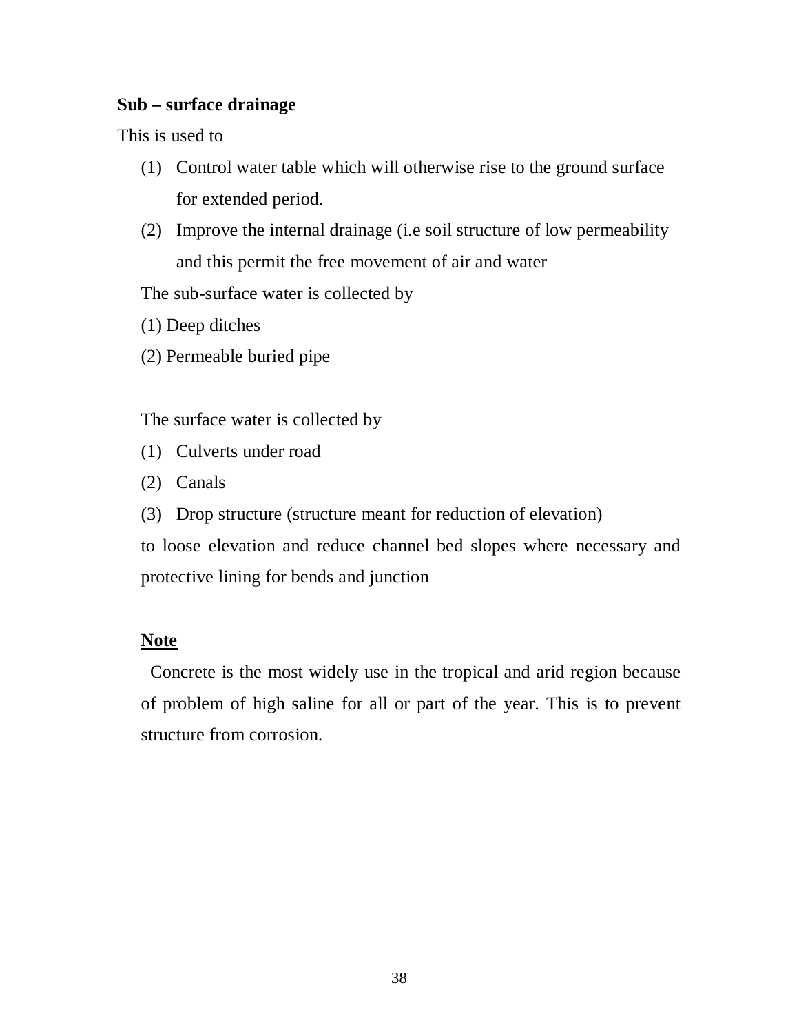**Sub – surface drainage**

This is used to

(1) Control water table which will otherwise rise to the ground surface for extended period.
(2) Improve the internal drainage (i.e soil structure of low permeability and this permit the free movement of air and water

The sub-surface water is collected by

(1) Deep ditches
(2) Permeable buried pipe

The surface water is collected by

(1) Culverts under road
(2) Canals
(3) Drop structure (structure meant for reduction of elevation)

to loose elevation and reduce channel bed slopes where necessary and protective lining for bends and junction

**Note**

Concrete is the most widely use in the tropical and arid region because of problem of high saline for all or part of the year. This is to prevent structure from corrosion.